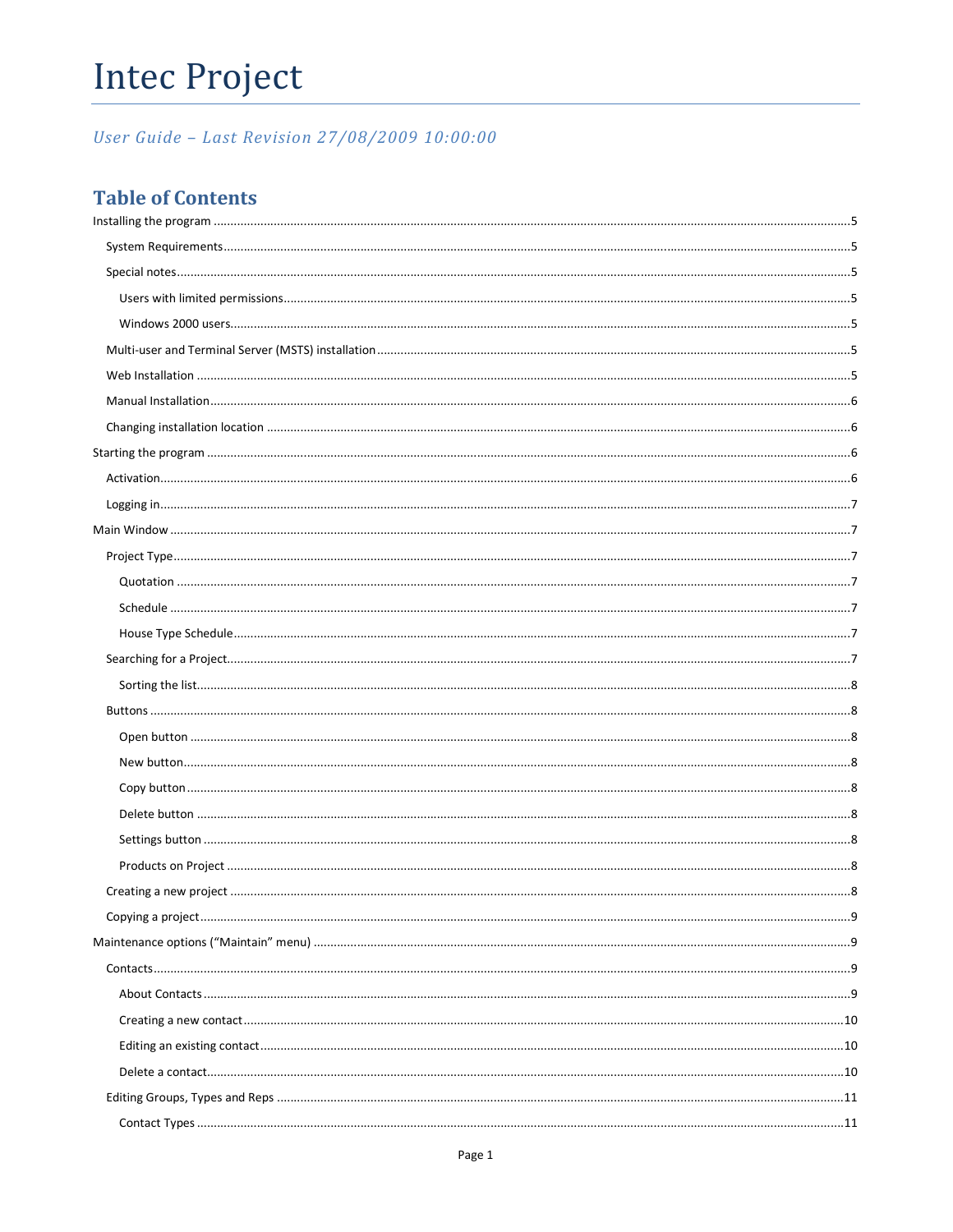# Intec Project

*User Guide – Last Revision 27/08/2009 10:00:00*

## Table of Contents

- Installing the program ..... 5
  - System Requirements ..... 5
  - Special notes ..... 5
    - Users with limited permissions ..... 5
    - Windows 2000 users ..... 5
  - Multi-user and Terminal Server (MSTS) installation ..... 5
  - Web Installation ..... 5
  - Manual Installation ..... 6
  - Changing installation location ..... 6
- Starting the program ..... 6
  - Activation ..... 6
  - Logging in ..... 7
- Main Window ..... 7
  - Project Type ..... 7
    - Quotation ..... 7
    - Schedule ..... 7
    - House Type Schedule ..... 7
  - Searching for a Project ..... 7
    - Sorting the list ..... 8
  - Buttons ..... 8
    - Open button ..... 8
    - New button ..... 8
    - Copy button ..... 8
    - Delete button ..... 8
    - Settings button ..... 8
    - Products on Project ..... 8
  - Creating a new project ..... 8
  - Copying a project ..... 9
- Maintenance options (“Maintain” menu) ..... 9
  - Contacts ..... 9
    - About Contacts ..... 9
    - Creating a new contact ..... 10
    - Editing an existing contact ..... 10
    - Delete a contact ..... 10
  - Editing Groups, Types and Reps ..... 11
    - Contact Types ..... 11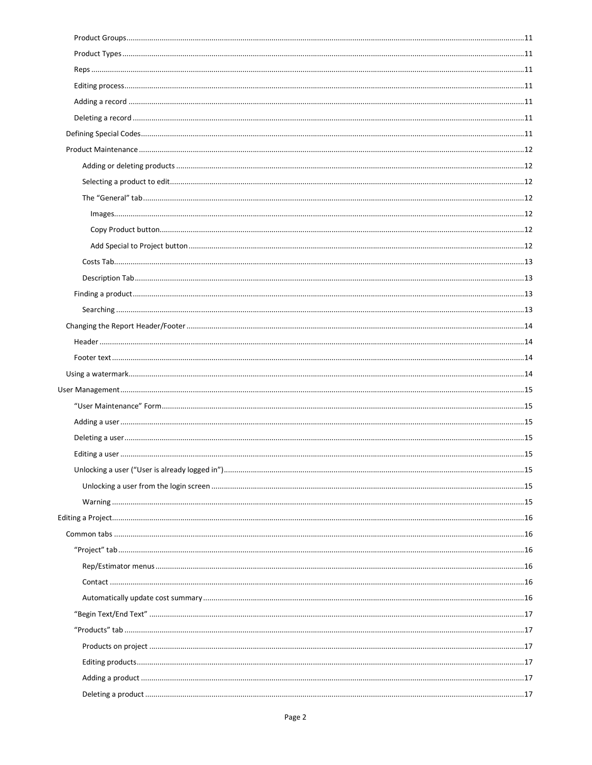Product Groups ....................................................................................................................................................11

Product Types .....................................................................................................................................................11

Reps ....................................................................................................................................................................11

Editing process ...................................................................................................................................................11

Adding a record ..................................................................................................................................................11

Deleting a record ................................................................................................................................................11

Defining Special Codes ............................................................................................................................................11

Product Maintenance ..............................................................................................................................................12

Adding or deleting products ...........................................................................................................................12

Selecting a product to edit ..............................................................................................................................12

The “General” tab ............................................................................................................................................12

Images ..........................................................................................................................................................12

Copy Product button .....................................................................................................................................12

Add Special to Project button ........................................................................................................................12

Costs Tab ..........................................................................................................................................................13

Description Tab ................................................................................................................................................13

Finding a product .................................................................................................................................................13

Searching ..........................................................................................................................................................13

Changing the Report Header/Footer .......................................................................................................................14

Header ..................................................................................................................................................................14

Footer text ...........................................................................................................................................................14

Using a watermark ..................................................................................................................................................14

User Management ......................................................................................................................................................15

“User Maintenance” Form ..................................................................................................................................15

Adding a user .......................................................................................................................................................15

Deleting a user .....................................................................................................................................................15

Editing a user .......................................................................................................................................................15

Unlocking a user (“User is already logged in”) .....................................................................................................15

Unlocking a user from the login screen ..........................................................................................................15

Warning ............................................................................................................................................................15

Editing a Project ..........................................................................................................................................................16

Common tabs ..........................................................................................................................................................16

“Project” tab .........................................................................................................................................................16

Rep/Estimator menus ......................................................................................................................................16

Contact .............................................................................................................................................................16

Automatically update cost summary ...............................................................................................................16

“Begin Text/End Text” .........................................................................................................................................17

“Products” tab ......................................................................................................................................................17

Products on project .........................................................................................................................................17

Editing products ...............................................................................................................................................17

Adding a product .............................................................................................................................................17

Deleting a product ...........................................................................................................................................17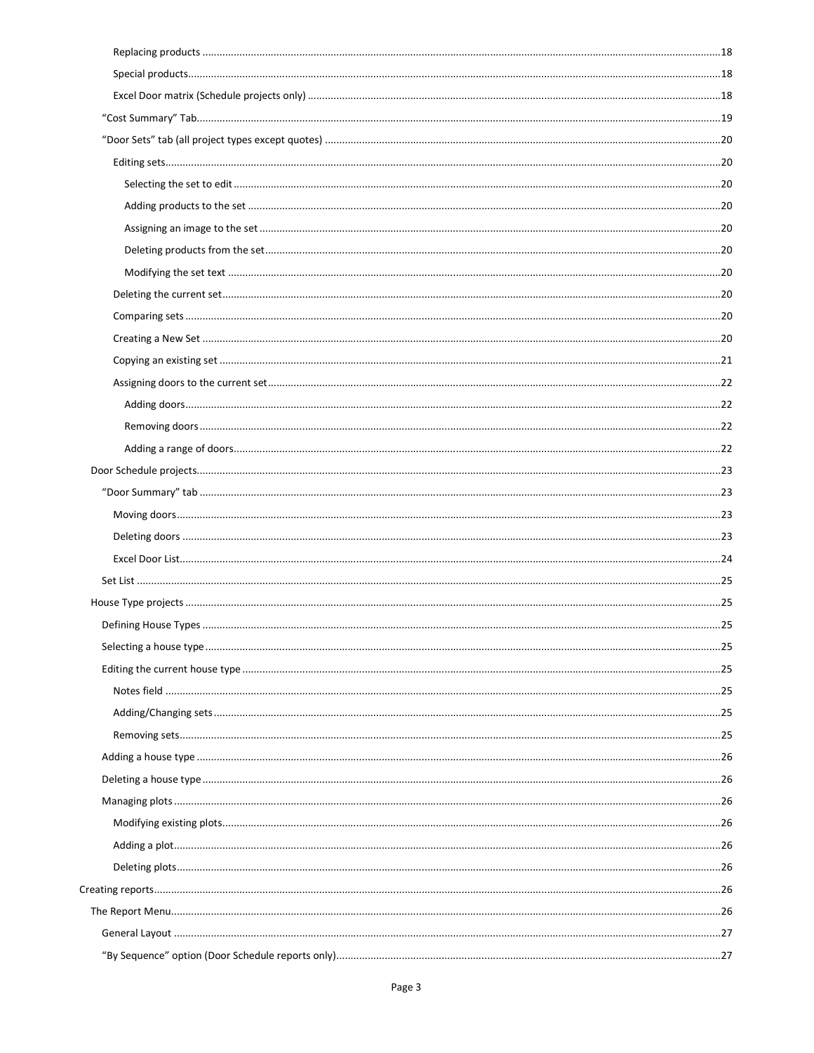- Replacing products ....18
- Special products....18
- Excel Door matrix (Schedule projects only) ....18
- “Cost Summary” Tab....19
- “Door Sets” tab (all project types except quotes) ....20
  - Editing sets....20
    - Selecting the set to edit ....20
    - Adding products to the set ....20
    - Assigning an image to the set ....20
    - Deleting products from the set....20
    - Modifying the set text ....20
  - Deleting the current set....20
  - Comparing sets ....20
  - Creating a New Set ....20
  - Copying an existing set ....21
  - Assigning doors to the current set....22
    - Adding doors....22
    - Removing doors....22
    - Adding a range of doors....22
- Door Schedule projects....23
  - “Door Summary” tab ....23
    - Moving doors....23
    - Deleting doors ....23
    - Excel Door List....24
  - Set List ....25
- House Type projects ....25
  - Defining House Types ....25
  - Selecting a house type ....25
  - Editing the current house type ....25
    - Notes field ....25
    - Adding/Changing sets....25
    - Removing sets....25
  - Adding a house type ....26
  - Deleting a house type ....26
  - Managing plots ....26
    - Modifying existing plots....26
    - Adding a plot....26
    - Deleting plots....26
- Creating reports....26
  - The Report Menu....26
    - General Layout ....27
    - “By Sequence” option (Door Schedule reports only)....27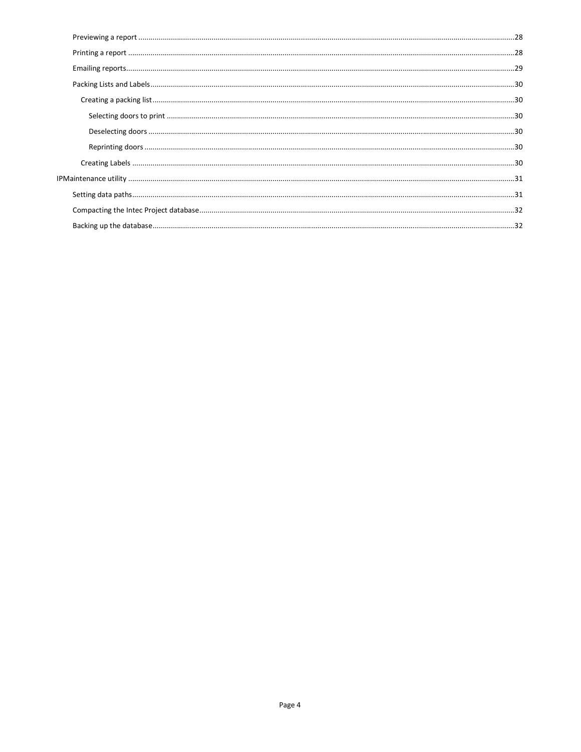- Previewing a report ....................................................................................................................................................................28
- Printing a report ........................................................................................................................................................................28
- Emailing reports...........................................................................................................................................................................29
- Packing Lists and Labels............................................................................................................................................................30
  - Creating a packing list.............................................................................................................................................................30
    - Selecting doors to print ........................................................................................................................................................30
    - Deselecting doors ................................................................................................................................................................30
    - Reprinting doors ..................................................................................................................................................................30
  - Creating Labels ........................................................................................................................................................................30

IPMaintenance utility ......................................................................................................................................................................31

- Setting data paths.......................................................................................................................................................................31
- Compacting the Intec Project database.......................................................................................................................................32
- Backing up the database.............................................................................................................................................................32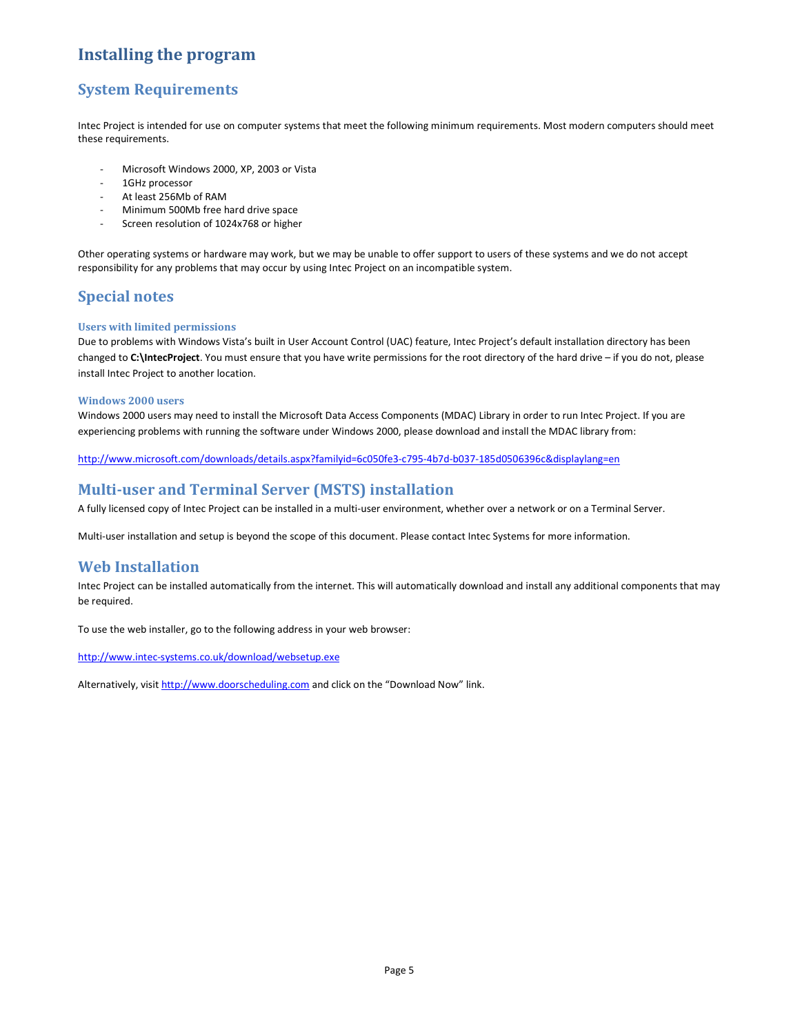# Installing the program

## System Requirements

Intec Project is intended for use on computer systems that meet the following minimum requirements. Most modern computers should meet these requirements.

- Microsoft Windows 2000, XP, 2003 or Vista
- 1GHz processor
- At least 256Mb of RAM
- Minimum 500Mb free hard drive space
- Screen resolution of 1024x768 or higher

Other operating systems or hardware may work, but we may be unable to offer support to users of these systems and we do not accept responsibility for any problems that may occur by using Intec Project on an incompatible system.

## Special notes

### Users with limited permissions

Due to problems with Windows Vista's built in User Account Control (UAC) feature, Intec Project's default installation directory has been changed to **C:\IntecProject**. You must ensure that you have write permissions for the root directory of the hard drive – if you do not, please install Intec Project to another location.

### Windows 2000 users

Windows 2000 users may need to install the Microsoft Data Access Components (MDAC) Library in order to run Intec Project. If you are experiencing problems with running the software under Windows 2000, please download and install the MDAC library from:

http://www.microsoft.com/downloads/details.aspx?familyid=6c050fe3-c795-4b7d-b037-185d0506396c&displaylang=en

## Multi-user and Terminal Server (MSTS) installation

A fully licensed copy of Intec Project can be installed in a multi-user environment, whether over a network or on a Terminal Server.

Multi-user installation and setup is beyond the scope of this document. Please contact Intec Systems for more information.

## Web Installation

Intec Project can be installed automatically from the internet. This will automatically download and install any additional components that may be required.

To use the web installer, go to the following address in your web browser:

http://www.intec-systems.co.uk/download/websetup.exe

Alternatively, visit http://www.doorscheduling.com and click on the "Download Now" link.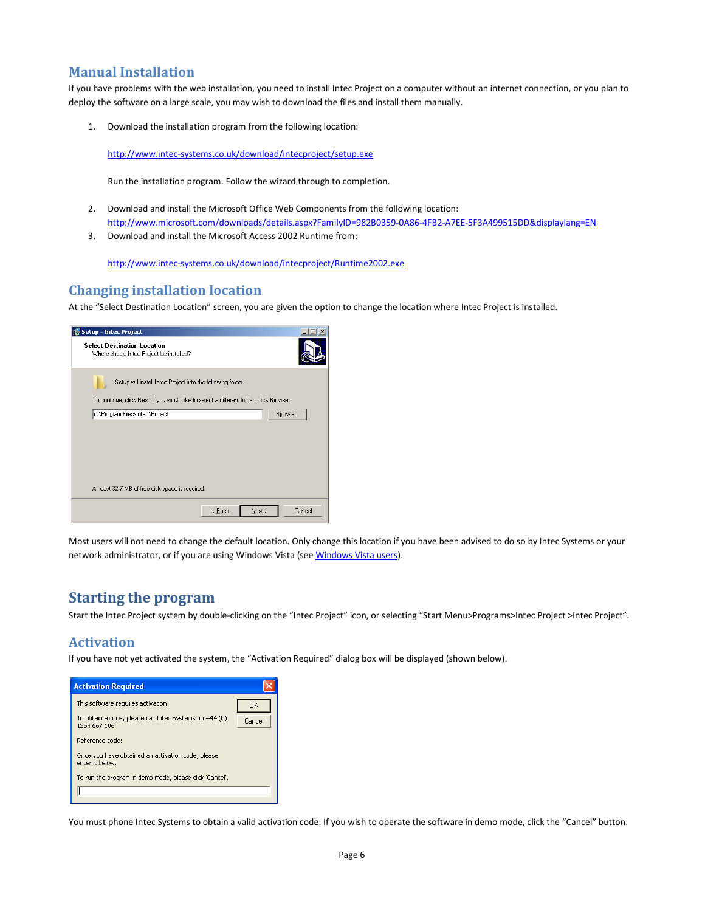## Manual Installation

If you have problems with the web installation, you need to install Intec Project on a computer without an internet connection, or you plan to deploy the software on a large scale, you may wish to download the files and install them manually.

1. Download the installation program from the following location:

   http://www.intec-systems.co.uk/download/intecproject/setup.exe

   Run the installation program. Follow the wizard through to completion.

2. Download and install the Microsoft Office Web Components from the following location: http://www.microsoft.com/downloads/details.aspx?FamilyID=982B0359-0A86-4FB2-A7EE-5F3A499515DD&displaylang=EN
3. Download and install the Microsoft Access 2002 Runtime from:

   http://www.intec-systems.co.uk/download/intecproject/Runtime2002.exe

## Changing installation location

At the "Select Destination Location" screen, you are given the option to change the location where Intec Project is installed.

Most users will not need to change the default location. Only change this location if you have been advised to do so by Intec Systems or your network administrator, or if you are using Windows Vista (see Windows Vista users).

# Starting the program

Start the Intec Project system by double-clicking on the "Intec Project" icon, or selecting "Start Menu>Programs>Intec Project >Intec Project".

## Activation

If you have not yet activated the system, the "Activation Required" dialog box will be displayed (shown below).

You must phone Intec Systems to obtain a valid activation code. If you wish to operate the software in demo mode, click the "Cancel" button.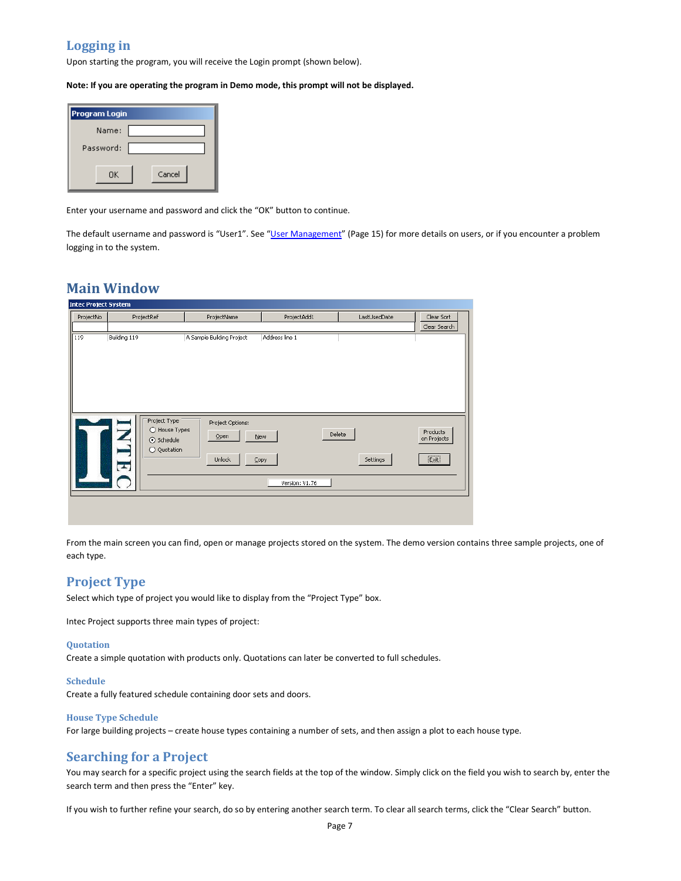## Logging in

Upon starting the program, you will receive the Login prompt (shown below).

**Note: If you are operating the program in Demo mode, this prompt will not be displayed.**

Enter your username and password and click the "OK" button to continue.

The default username and password is "User1". See "User Management" (Page 15) for more details on users, or if you encounter a problem logging in to the system.

# Main Window

From the main screen you can find, open or manage projects stored on the system. The demo version contains three sample projects, one of each type.

## Project Type

Select which type of project you would like to display from the "Project Type" box.

Intec Project supports three main types of project:

### Quotation

Create a simple quotation with products only. Quotations can later be converted to full schedules.

### Schedule

Create a fully featured schedule containing door sets and doors.

### House Type Schedule

For large building projects – create house types containing a number of sets, and then assign a plot to each house type.

## Searching for a Project

You may search for a specific project using the search fields at the top of the window. Simply click on the field you wish to search by, enter the search term and then press the "Enter" key.

If you wish to further refine your search, do so by entering another search term. To clear all search terms, click the "Clear Search" button.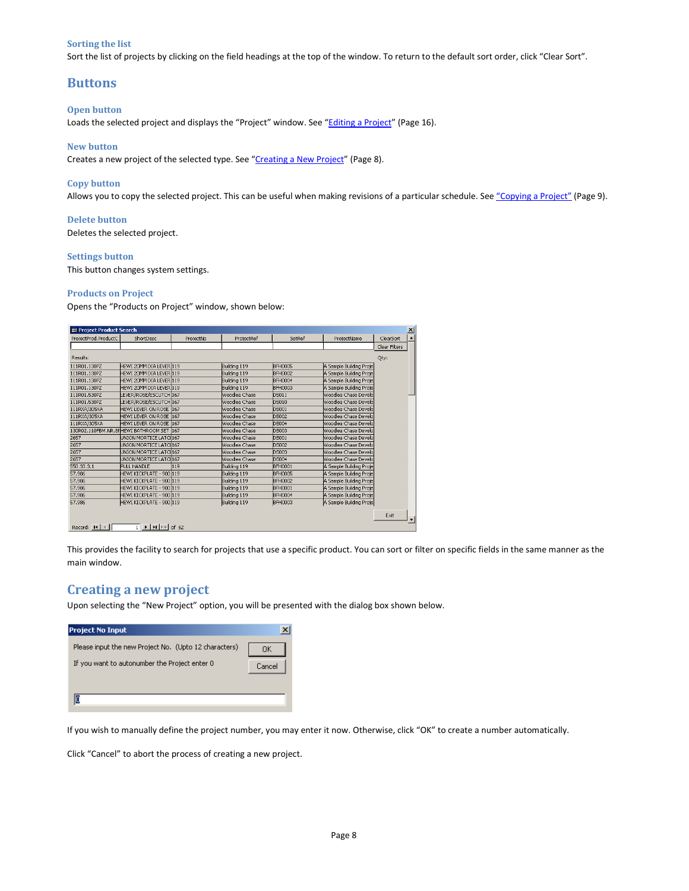### Sorting the list

Sort the list of projects by clicking on the field headings at the top of the window. To return to the default sort order, click "Clear Sort".

## Buttons

### Open button

Loads the selected project and displays the "Project" window. See "Editing a Project" (Page 16).

### New button

Creates a new project of the selected type. See "Creating a New Project" (Page 8).

### Copy button

Allows you to copy the selected project. This can be useful when making revisions of a particular schedule. See "Copying a Project" (Page 9).

### Delete button

Deletes the selected project.

### Settings button

This button changes system settings.

### Products on Project

Opens the "Products on Project" window, shown below:

This provides the facility to search for projects that use a specific product. You can sort or filter on specific fields in the same manner as the main window.

## Creating a new project

Upon selecting the "New Project" option, you will be presented with the dialog box shown below.

If you wish to manually define the project number, you may enter it now. Otherwise, click "OK" to create a number automatically.

Click "Cancel" to abort the process of creating a new project.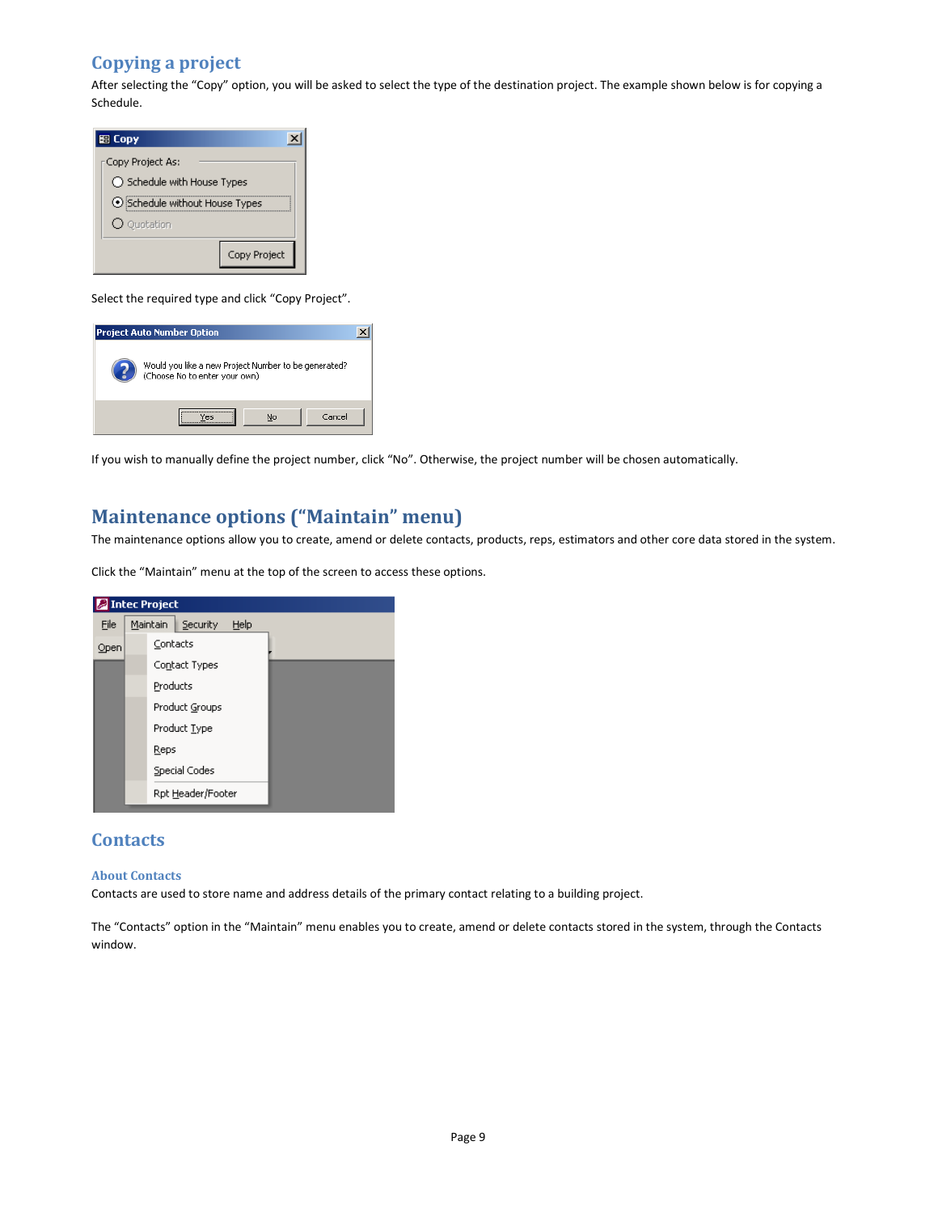## Copying a project

After selecting the "Copy" option, you will be asked to select the type of the destination project. The example shown below is for copying a Schedule.

Select the required type and click "Copy Project".

If you wish to manually define the project number, click "No". Otherwise, the project number will be chosen automatically.

# Maintenance options ("Maintain" menu)

The maintenance options allow you to create, amend or delete contacts, products, reps, estimators and other core data stored in the system.

Click the "Maintain" menu at the top of the screen to access these options.

## Contacts

### About Contacts

Contacts are used to store name and address details of the primary contact relating to a building project.

The "Contacts" option in the "Maintain" menu enables you to create, amend or delete contacts stored in the system, through the Contacts window.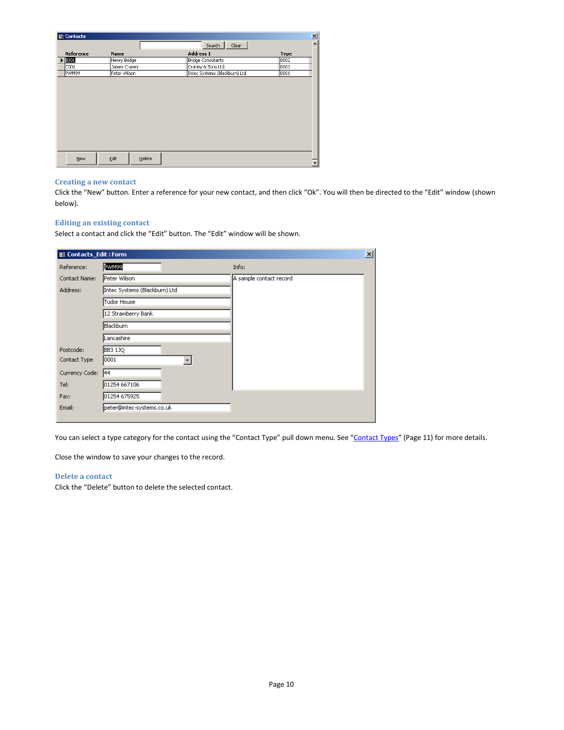### Creating a new contact

Click the "New" button. Enter a reference for your new contact, and then click "Ok". You will then be directed to the "Edit" window (shown below).

### Editing an existing contact

Select a contact and click the "Edit" button. The "Edit" window will be shown.

You can select a type category for the contact using the "Contact Type" pull down menu. See "Contact Types" (Page 11) for more details.

Close the window to save your changes to the record.

### Delete a contact

Click the "Delete" button to delete the selected contact.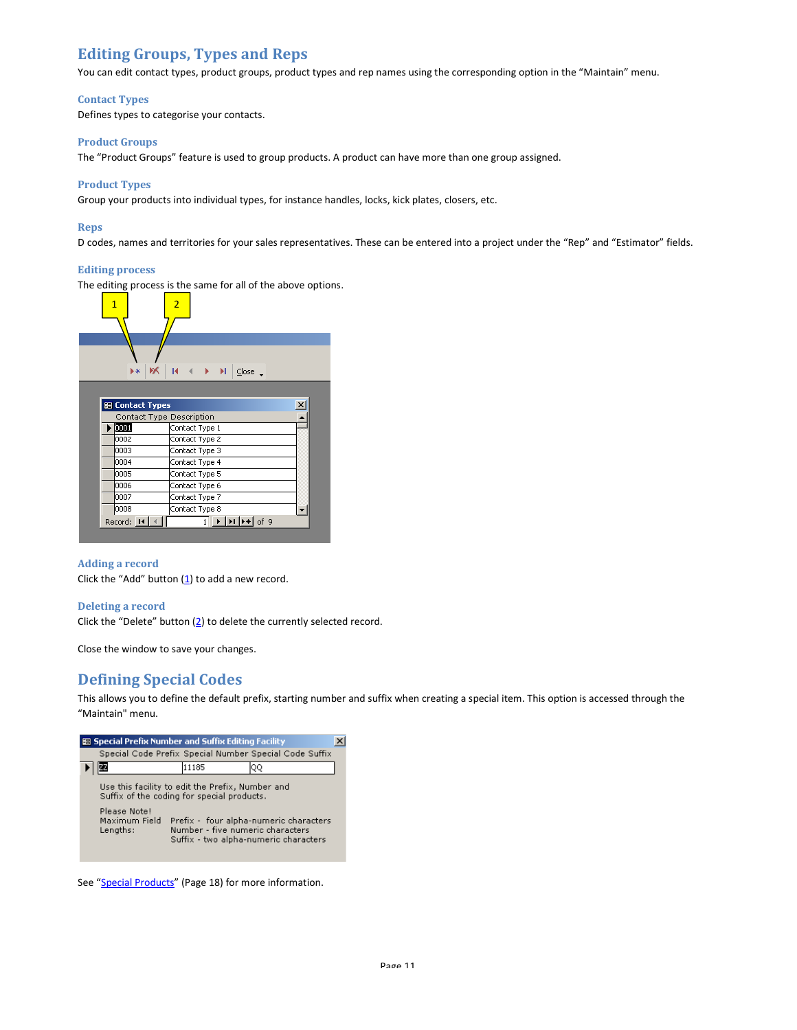## Editing Groups, Types and Reps

You can edit contact types, product groups, product types and rep names using the corresponding option in the "Maintain" menu.

### Contact Types

Defines types to categorise your contacts.

### Product Groups

The "Product Groups" feature is used to group products. A product can have more than one group assigned.

### Product Types

Group your products into individual types, for instance handles, locks, kick plates, closers, etc.

### Reps

D codes, names and territories for your sales representatives. These can be entered into a project under the "Rep" and "Estimator" fields.

### Editing process

The editing process is the same for all of the above options.

### Adding a record

Click the "Add" button (1) to add a new record.

### Deleting a record

Click the "Delete" button (2) to delete the currently selected record.

Close the window to save your changes.

## Defining Special Codes

This allows you to define the default prefix, starting number and suffix when creating a special item. This option is accessed through the "Maintain" menu.

See "Special Products" (Page 18) for more information.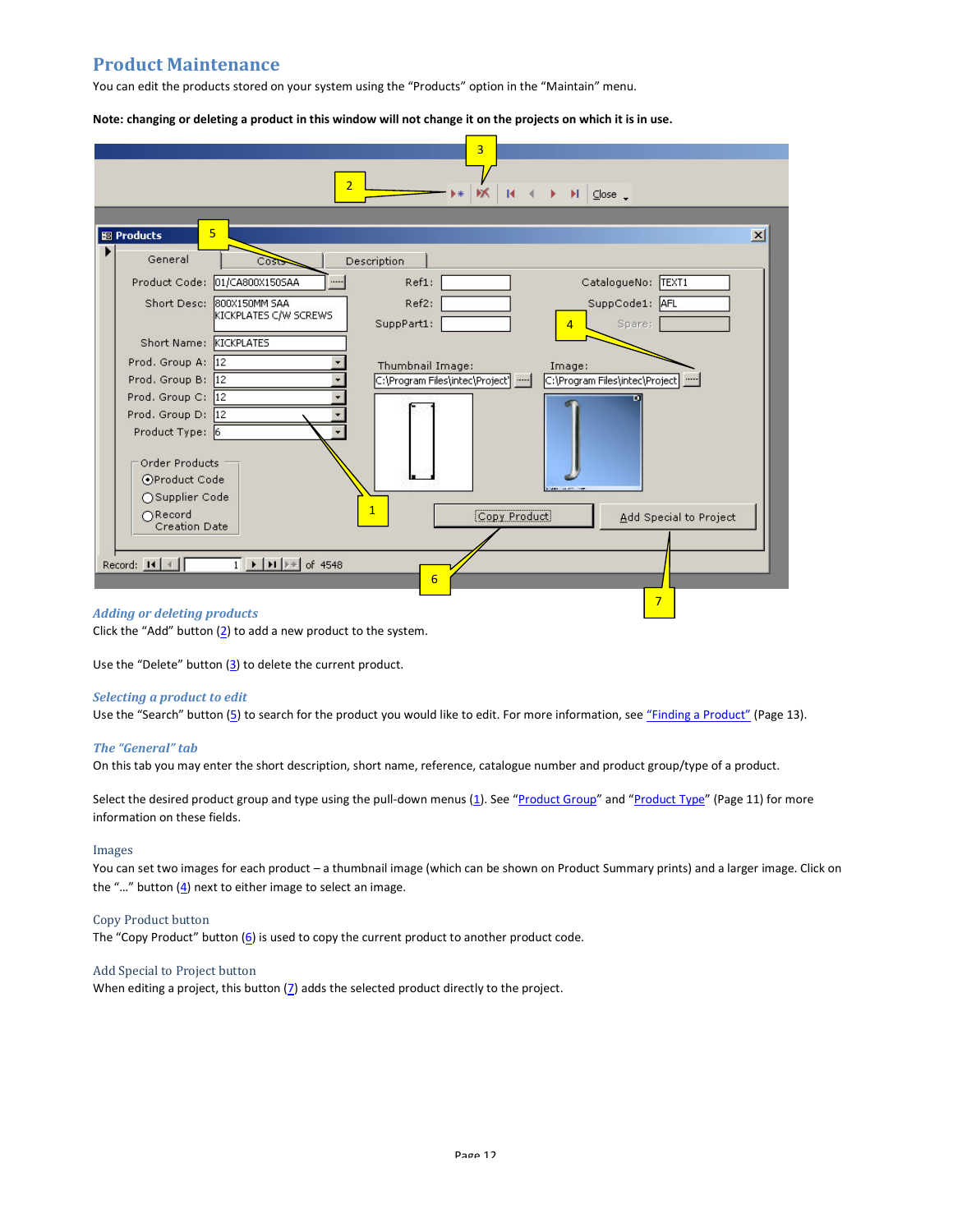## Product Maintenance

You can edit the products stored on your system using the “Products” option in the “Maintain” menu.

**Note: changing or deleting a product in this window will not change it on the projects on which it is in use.**

### *Adding or deleting products*

Click the “Add” button (2) to add a new product to the system.

Use the “Delete” button (3) to delete the current product.

### *Selecting a product to edit*

Use the “Search” button (5) to search for the product you would like to edit. For more information, see “Finding a Product” (Page 13).

### *The “General” tab*

On this tab you may enter the short description, short name, reference, catalogue number and product group/type of a product.

Select the desired product group and type using the pull-down menus (1). See “Product Group” and “Product Type” (Page 11) for more information on these fields.

#### Images

You can set two images for each product – a thumbnail image (which can be shown on Product Summary prints) and a larger image. Click on the “…” button (4) next to either image to select an image.

#### Copy Product button

The “Copy Product” button (6) is used to copy the current product to another product code.

#### Add Special to Project button

When editing a project, this button (7) adds the selected product directly to the project.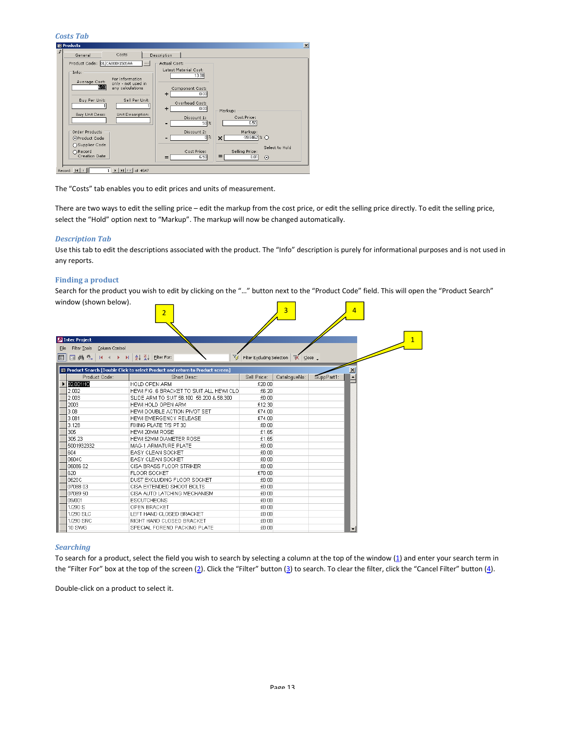### *Costs Tab*

The "Costs" tab enables you to edit prices and units of measurement.

There are two ways to edit the selling price – edit the markup from the cost price, or edit the selling price directly. To edit the selling price, select the "Hold" option next to "Markup". The markup will now be changed automatically.

### *Description Tab*

Use this tab to edit the descriptions associated with the product. The "Info" description is purely for informational purposes and is not used in any reports.

### Finding a product

Search for the product you wish to edit by clicking on the "…" button next to the "Product Code" field. This will open the "Product Search" window (shown below).

### *Searching*

To search for a product, select the field you wish to search by selecting a column at the top of the window (1) and enter your search term in the "Filter For" box at the top of the screen (2). Click the "Filter" button (3) to search. To clear the filter, click the "Cancel Filter" button (4).

Double-click on a product to select it.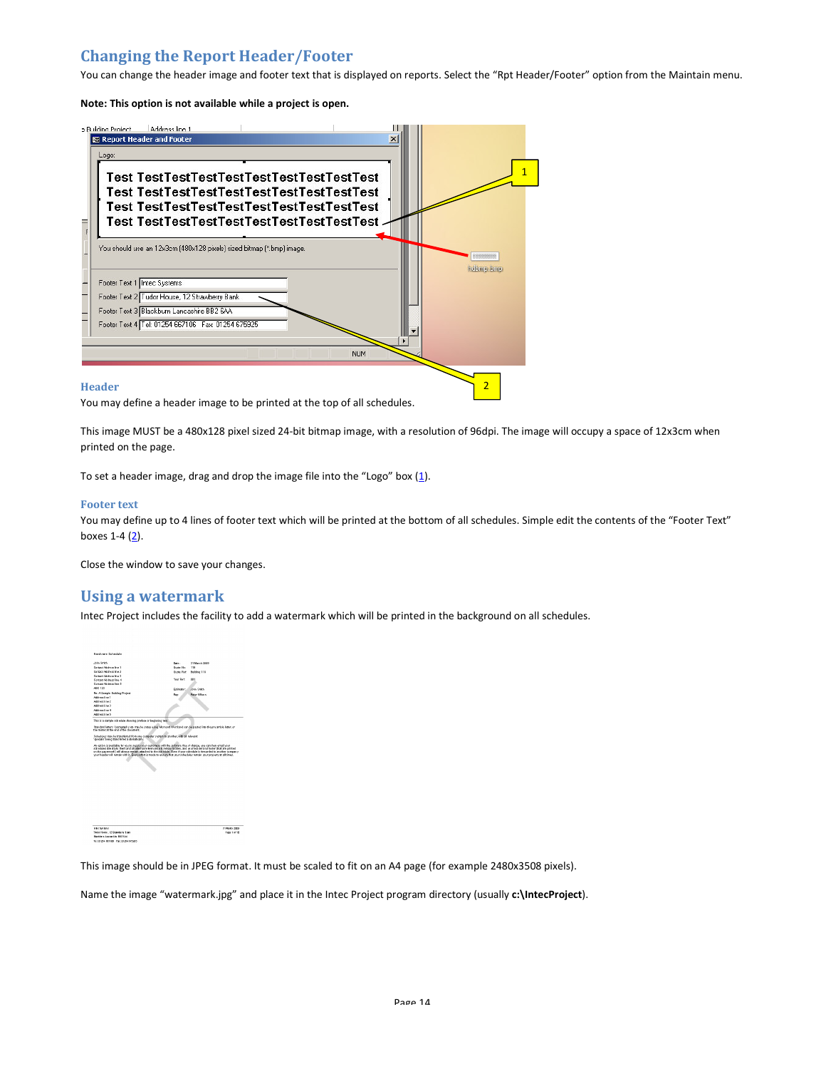## Changing the Report Header/Footer

You can change the header image and footer text that is displayed on reports. Select the "Rpt Header/Footer" option from the Maintain menu.

**Note: This option is not available while a project is open.**

### Header

You may define a header image to be printed at the top of all schedules.

This image MUST be a 480x128 pixel sized 24-bit bitmap image, with a resolution of 96dpi. The image will occupy a space of 12x3cm when printed on the page.

To set a header image, drag and drop the image file into the "Logo" box (1).

### Footer text

You may define up to 4 lines of footer text which will be printed at the bottom of all schedules. Simple edit the contents of the "Footer Text" boxes 1-4 (2).

Close the window to save your changes.

## Using a watermark

Intec Project includes the facility to add a watermark which will be printed in the background on all schedules.

This image should be in JPEG format. It must be scaled to fit on an A4 page (for example 2480x3508 pixels).

Name the image "watermark.jpg" and place it in the Intec Project program directory (usually **c:\IntecProject**).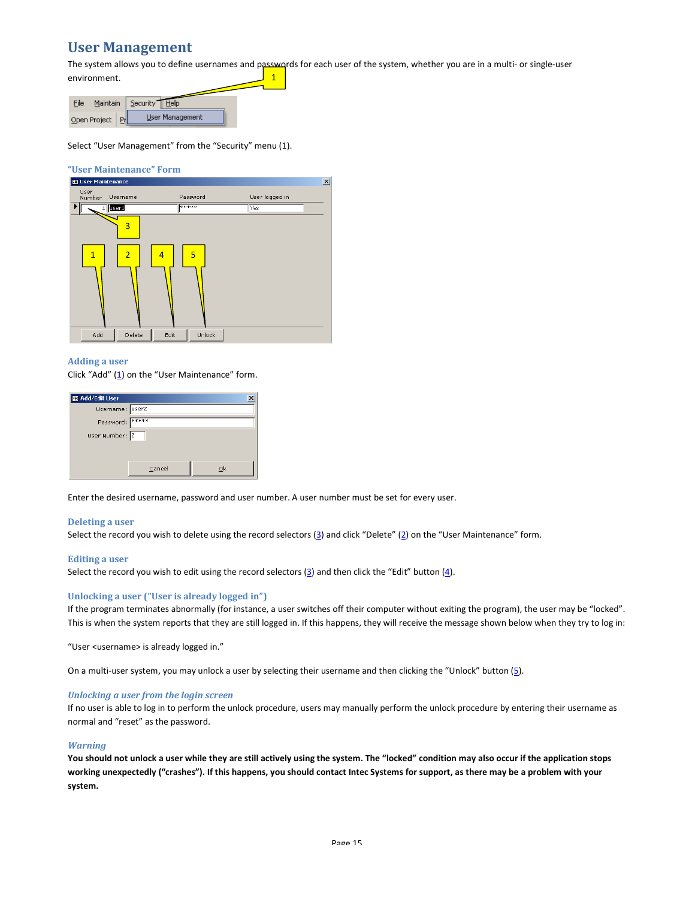# User Management

The system allows you to define usernames and passwords for each user of the system, whether you are in a multi- or single-user environment.

Select "User Management" from the "Security" menu (1).

### "User Maintenance" Form

### Adding a user

Click "Add" (1) on the "User Maintenance" form.

Enter the desired username, password and user number. A user number must be set for every user.

### Deleting a user

Select the record you wish to delete using the record selectors (3) and click "Delete" (2) on the "User Maintenance" form.

### Editing a user

Select the record you wish to edit using the record selectors (3) and then click the "Edit" button (4).

### Unlocking a user ("User is already logged in")

If the program terminates abnormally (for instance, a user switches off their computer without exiting the program), the user may be "locked". This is when the system reports that they are still logged in. If this happens, they will receive the message shown below when they try to log in:

"User <username> is already logged in."

On a multi-user system, you may unlock a user by selecting their username and then clicking the "Unlock" button (5).

#### *Unlocking a user from the login screen*

If no user is able to log in to perform the unlock procedure, users may manually perform the unlock procedure by entering their username as normal and "reset" as the password.

#### *Warning*

**You should not unlock a user while they are still actively using the system. The "locked" condition may also occur if the application stops working unexpectedly ("crashes"). If this happens, you should contact Intec Systems for support, as there may be a problem with your system.**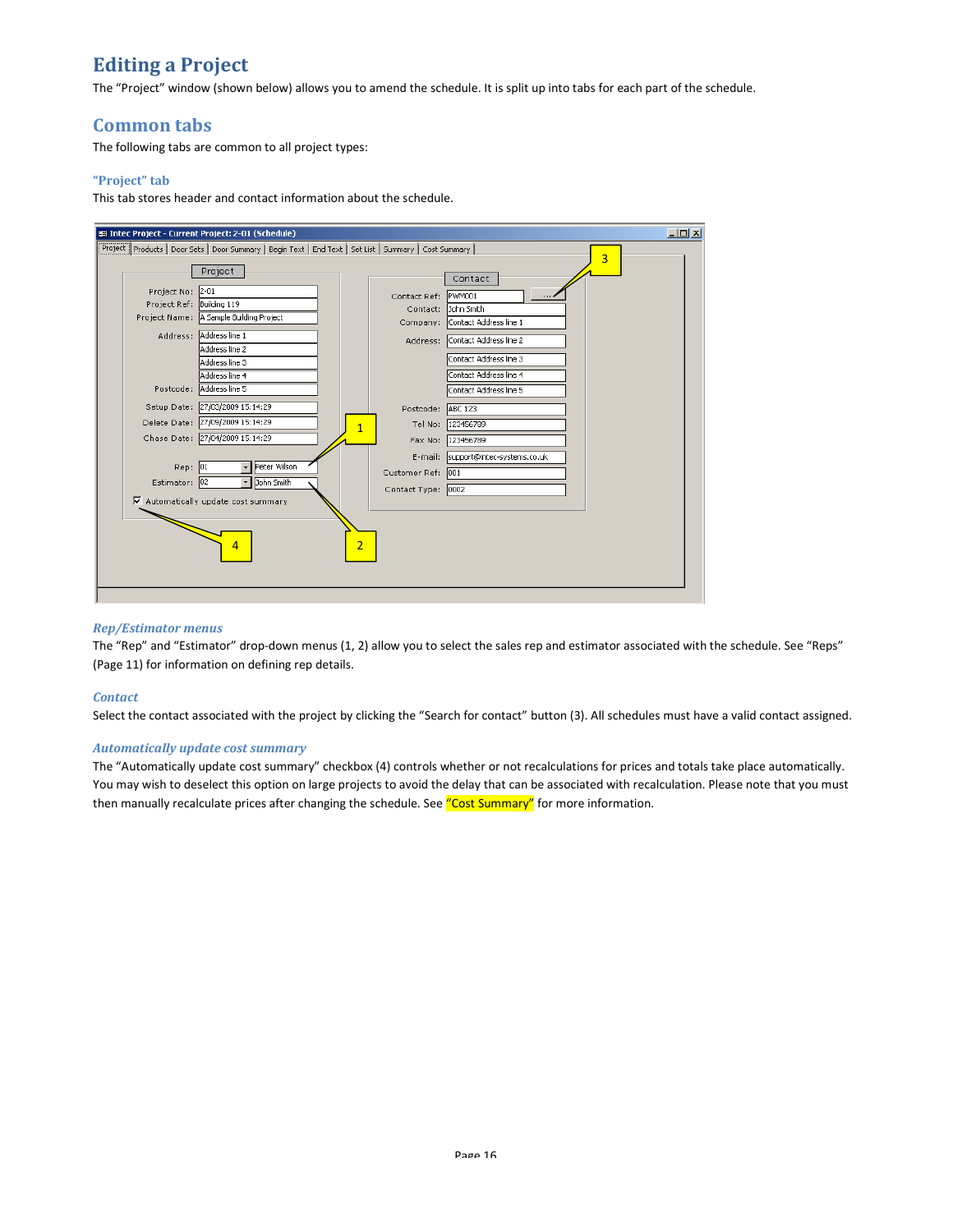# Editing a Project

The "Project" window (shown below) allows you to amend the schedule. It is split up into tabs for each part of the schedule.

## Common tabs

The following tabs are common to all project types:

### "Project" tab

This tab stores header and contact information about the schedule.

#### *Rep/Estimator menus*

The "Rep" and "Estimator" drop-down menus (1, 2) allow you to select the sales rep and estimator associated with the schedule. See "Reps" (Page 11) for information on defining rep details.

#### *Contact*

Select the contact associated with the project by clicking the "Search for contact" button (3). All schedules must have a valid contact assigned.

#### *Automatically update cost summary*

The "Automatically update cost summary" checkbox (4) controls whether or not recalculations for prices and totals take place automatically. You may wish to deselect this option on large projects to avoid the delay that can be associated with recalculation. Please note that you must then manually recalculate prices after changing the schedule. See "Cost Summary" for more information.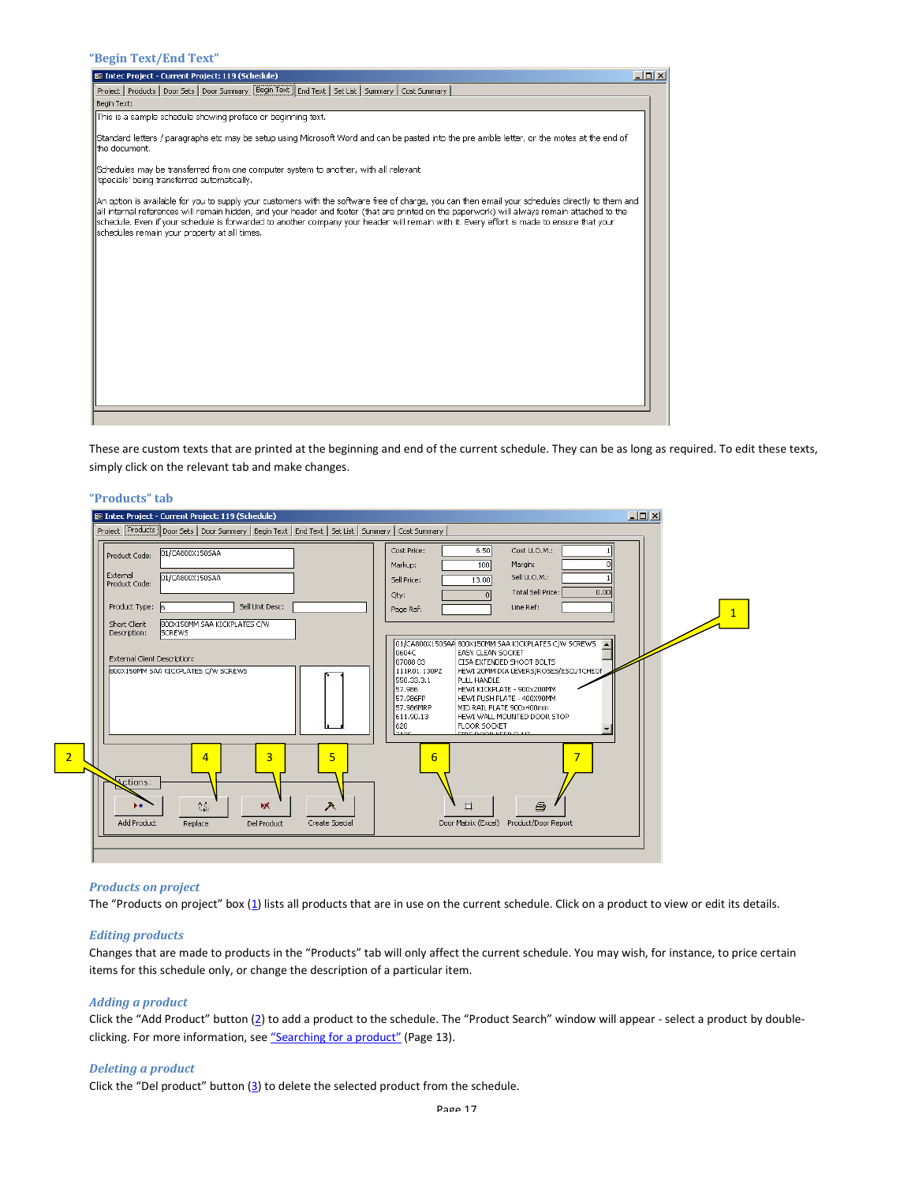### "Begin Text/End Text"

These are custom texts that are printed at the beginning and end of the current schedule. They can be as long as required. To edit these texts, simply click on the relevant tab and make changes.

### "Products" tab

#### *Products on project*

The "Products on project" box (1) lists all products that are in use on the current schedule. Click on a product to view or edit its details.

#### *Editing products*

Changes that are made to products in the "Products" tab will only affect the current schedule. You may wish, for instance, to price certain items for this schedule only, or change the description of a particular item.

#### *Adding a product*

Click the "Add Product" button (2) to add a product to the schedule. The "Product Search" window will appear - select a product by double-clicking. For more information, see "Searching for a product" (Page 13).

#### *Deleting a product*

Click the "Del product" button (3) to delete the selected product from the schedule.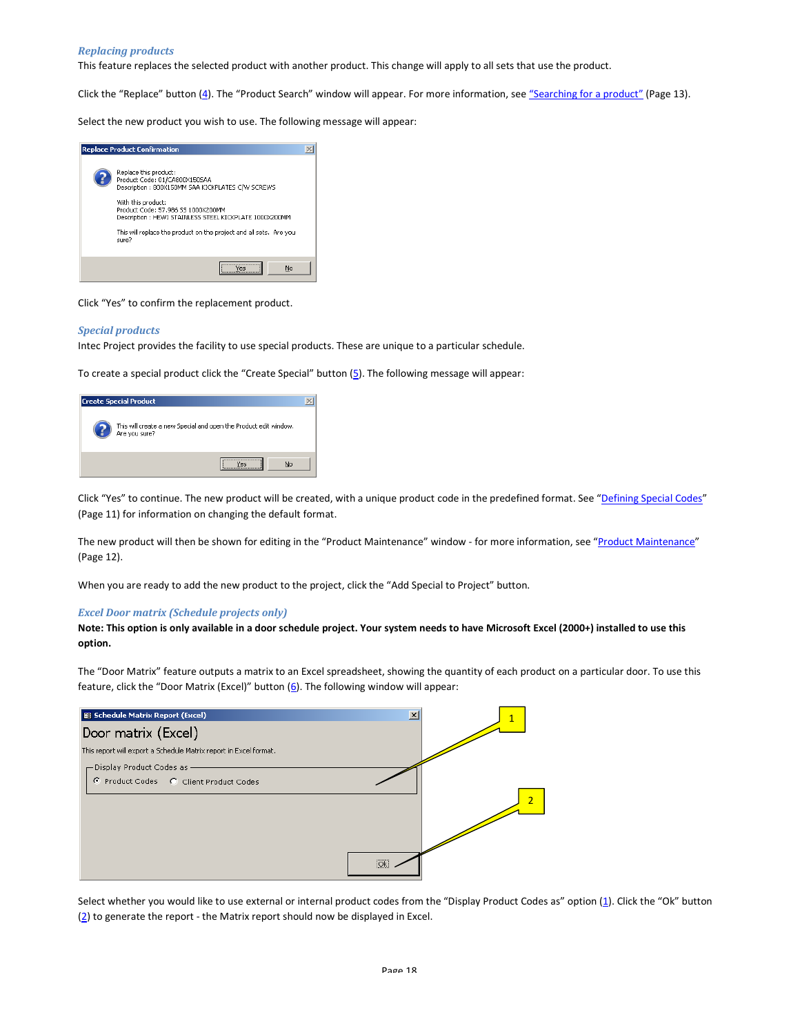### *Replacing products*

This feature replaces the selected product with another product. This change will apply to all sets that use the product.

Click the "Replace" button (4). The "Product Search" window will appear. For more information, see "Searching for a product" (Page 13).

Select the new product you wish to use. The following message will appear:

Click "Yes" to confirm the replacement product.

### *Special products*

Intec Project provides the facility to use special products. These are unique to a particular schedule.

To create a special product click the "Create Special" button (5). The following message will appear:

Click "Yes" to continue. The new product will be created, with a unique product code in the predefined format. See "Defining Special Codes" (Page 11) for information on changing the default format.

The new product will then be shown for editing in the "Product Maintenance" window - for more information, see "Product Maintenance" (Page 12).

When you are ready to add the new product to the project, click the "Add Special to Project" button.

### *Excel Door matrix (Schedule projects only)*

**Note: This option is only available in a door schedule project. Your system needs to have Microsoft Excel (2000+) installed to use this option.**

The "Door Matrix" feature outputs a matrix to an Excel spreadsheet, showing the quantity of each product on a particular door. To use this feature, click the "Door Matrix (Excel)" button (6). The following window will appear:

Select whether you would like to use external or internal product codes from the "Display Product Codes as" option (1). Click the "Ok" button (2) to generate the report - the Matrix report should now be displayed in Excel.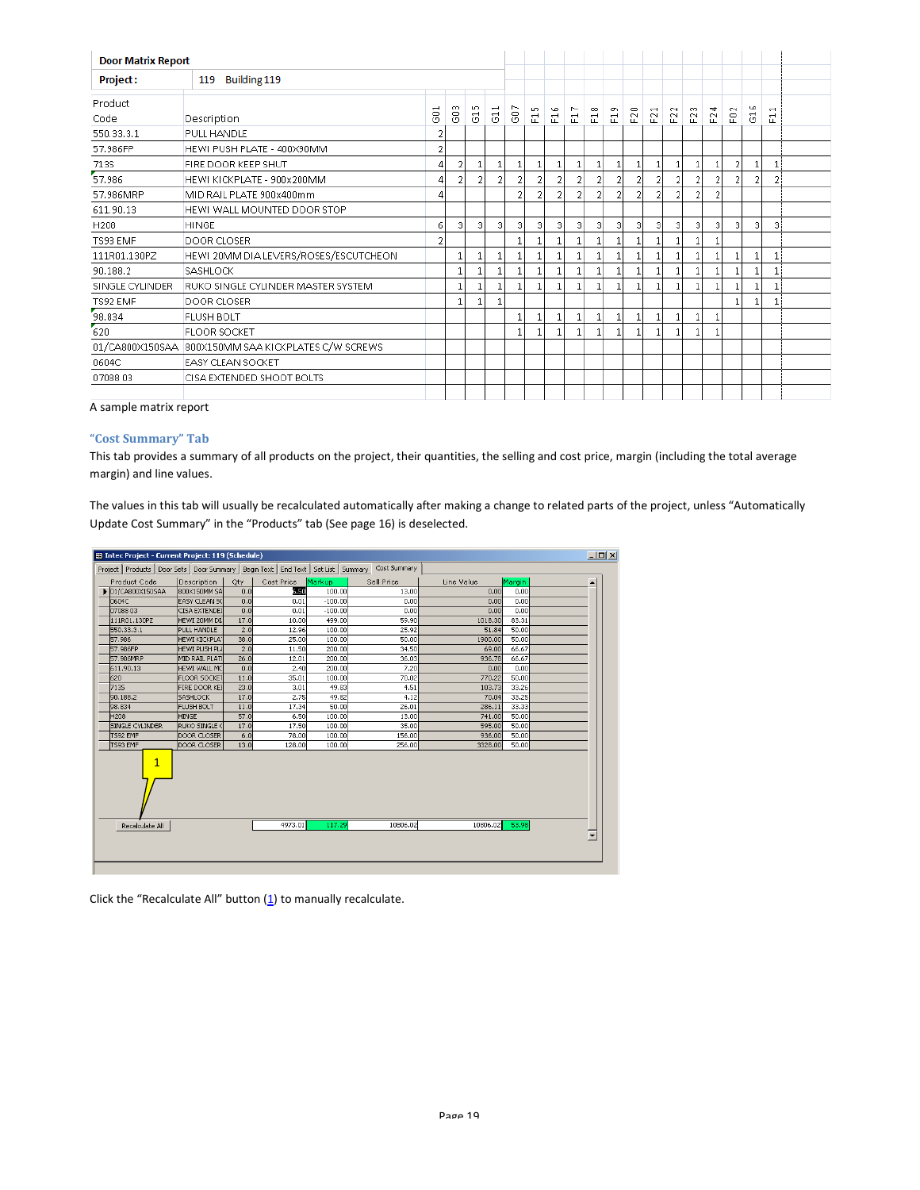| Door Matrix Report | | | | | | | | | | | | | | | | | | | |
|---|---|---|---|---|---|---|---|---|---|---|---|---|---|---|---|---|---|---|---|
| **Project:** | 119 Building 119 | | | | | | | | | | | | | | | | | | |
| **Product Code** | **Description** | **G01** | **G03** | **G15** | **G11** | **G07** | **F15** | **F16** | **F17** | **F18** | **F19** | **F20** | **F21** | **F22** | **F23** | **F24** | **F02** | **G16** | **F11** |
| 550.33.3.1 | PULL HANDLE | 2 | | | | | | | | | | | | | | | | | |
| 57.986FP | HEWI PUSH PLATE - 400X90MM | 2 | | | | | | | | | | | | | | | | | |
| 713S | FIRE DOOR KEEP SHUT | 4 | 2 | 1 | 1 | 1 | 1 | 1 | 1 | 1 | 1 | 1 | 1 | 1 | 1 | 1 | 2 | 1 | 1 |
| 57.986 | HEWI KICKPLATE - 900x200MM | 4 | 2 | 2 | 2 | 2 | 2 | 2 | 2 | 2 | 2 | 2 | 2 | 2 | 2 | 2 | 2 | 2 | 2 |
| 57.986MRP | MID RAIL PLATE 900x400mm | 4 | | | | 2 | 2 | 2 | 2 | 2 | 2 | 2 | 2 | 2 | 2 | 2 | | | |
| 611.90.13 | HEWI WALL MOUNTED DOOR STOP | | | | | | | | | | | | | | | | | | |
| H208 | HINGE | 6 | 3 | 3 | 3 | 3 | 3 | 3 | 3 | 3 | 3 | 3 | 3 | 3 | 3 | 3 | 3 | 3 | 3 |
| TS93 EMF | DOOR CLOSER | 2 | | | | 1 | 1 | 1 | 1 | 1 | 1 | 1 | 1 | 1 | 1 | 1 | | | |
| 111R01.130PZ | HEWI 20MM DIA LEVERS/ROSES/ESCUTCHEON | | 1 | 1 | 1 | 1 | 1 | 1 | 1 | 1 | 1 | 1 | 1 | 1 | 1 | 1 | 1 | 1 | 1 |
| 90.188.2 | SASHLOCK | | 1 | 1 | 1 | 1 | 1 | 1 | 1 | 1 | 1 | 1 | 1 | 1 | 1 | 1 | 1 | 1 | 1 |
| SINGLE CYLINDER | RUKO SINGLE CYLINDER MASTER SYSTEM | | 1 | 1 | 1 | 1 | 1 | 1 | 1 | 1 | 1 | 1 | 1 | 1 | 1 | 1 | 1 | 1 | 1 |
| TS92 EMF | DOOR CLOSER | | 1 | 1 | 1 | | | | | | | | | | | | 1 | 1 | 1 |
| 98.834 | FLUSH BOLT | | | | | 1 | 1 | 1 | 1 | 1 | 1 | 1 | 1 | 1 | 1 | 1 | | | |
| 620 | FLOOR SOCKET | | | | | 1 | 1 | 1 | 1 | 1 | 1 | 1 | 1 | 1 | 1 | 1 | | | |
| 01/CA800X150SAA | 800X150MM SAA KICKPLATES C/W SCREWS | | | | | | | | | | | | | | | | | | |
| 0604C | EASY CLEAN SOCKET | | | | | | | | | | | | | | | | | | |
| 07088 03 | CISA EXTENDED SHOOT BOLTS | | | | | | | | | | | | | | | | | | |

A sample matrix report

### "Cost Summary" Tab

This tab provides a summary of all products on the project, their quantities, the selling and cost price, margin (including the total average margin) and line values.

The values in this tab will usually be recalculated automatically after making a change to related parts of the project, unless "Automatically Update Cost Summary" in the "Products" tab (See page 16) is deselected.

Intec Project - Current Project: 119 (Schedule)

Project | Products | Door Sets | Door Summary | Begin Text | End Text | Set List | Summary | Cost Summary

| Product Code | Description | Qty | Cost Price | Markup | Sell Price | Line Value | Margin |
|---|---|---|---|---|---|---|---|
| 01/CA800X150SAA | 800X150MM SA | 0.0 | 6.50 | 100.00 | 13.00 | 0.00 | 0.00 |
| 0604C | EASY CLEAN SC | 0.0 | 0.01 | -100.00 | 0.00 | 0.00 | 0.00 |
| 07088 03 | CISA EXTENDE | 0.0 | 0.01 | -100.00 | 0.00 | 0.00 | 0.00 |
| 111R01.130PZ | HEWI 20MM DI | 17.0 | 10.00 | 499.00 | 59.90 | 1018.30 | 83.31 |
| 550.33.3.1 | PULL HANDLE | 2.0 | 12.96 | 100.00 | 25.92 | 51.84 | 50.00 |
| 57.986 | HEWI KICKPLA | 38.0 | 25.00 | 100.00 | 50.00 | 1900.00 | 50.00 |
| 57.986FP | HEWI PUSH PL | 2.0 | 11.50 | 200.00 | 34.50 | 69.00 | 66.67 |
| 57.986MRP | MID RAIL PLAT | 26.0 | 12.01 | 200.00 | 36.03 | 936.78 | 66.67 |
| 611.90.13 | HEWI WALL MC | 0.0 | 2.40 | 200.00 | 7.20 | 0.00 | 0.00 |
| 620 | FLOOR SOCKET | 11.0 | 35.01 | 100.00 | 70.02 | 770.22 | 50.00 |
| 713S | FIRE DOOR KE | 23.0 | 3.01 | 49.83 | 4.51 | 103.73 | 33.26 |
| 90.188.2 | SASHLOCK | 17.0 | 2.75 | 49.82 | 4.12 | 70.04 | 33.25 |
| 98.834 | FLUSH BOLT | 11.0 | 17.34 | 50.00 | 26.01 | 286.11 | 33.33 |
| H208 | HINGE | 57.0 | 6.50 | 100.00 | 13.00 | 741.00 | 50.00 |
| SINGLE CYLINDER | RUKO SINGLE C | 17.0 | 17.50 | 100.00 | 35.00 | 595.00 | 50.00 |
| TS92 EMF | DOOR CLOSER | 6.0 | 78.00 | 100.00 | 156.00 | 936.00 | 50.00 |
| TS93 EMF | DOOR CLOSER | 13.0 | 128.00 | 100.00 | 256.00 | 3328.00 | 50.00 |
| Recalculate All | | | 4973.01 | 117.29 | 10806.02 | 10806.02 | 53.98 |

Click the "Recalculate All" button (1) to manually recalculate.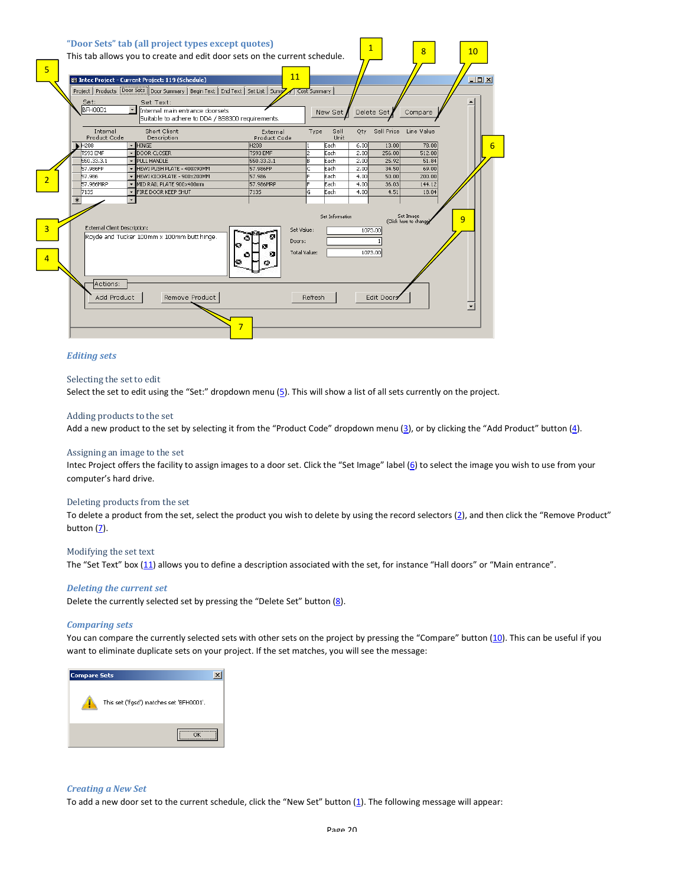### "Door Sets" tab (all project types except quotes)

This tab allows you to create and edit door sets on the current schedule.

#### *Editing sets*

Selecting the set to edit

Select the set to edit using the "Set:" dropdown menu (5). This will show a list of all sets currently on the project.

Adding products to the set

Add a new product to the set by selecting it from the "Product Code" dropdown menu (3), or by clicking the "Add Product" button (4).

Assigning an image to the set

Intec Project offers the facility to assign images to a door set. Click the "Set Image" label (6) to select the image you wish to use from your computer's hard drive.

Deleting products from the set

To delete a product from the set, select the product you wish to delete by using the record selectors (2), and then click the "Remove Product" button (7).

Modifying the set text

The "Set Text" box (11) allows you to define a description associated with the set, for instance "Hall doors" or "Main entrance".

#### *Deleting the current set*

Delete the currently selected set by pressing the "Delete Set" button (8).

#### *Comparing sets*

You can compare the currently selected sets with other sets on the project by pressing the "Compare" button (10). This can be useful if you want to eliminate duplicate sets on your project. If the set matches, you will see the message:

#### *Creating a New Set*

To add a new door set to the current schedule, click the "New Set" button (1). The following message will appear: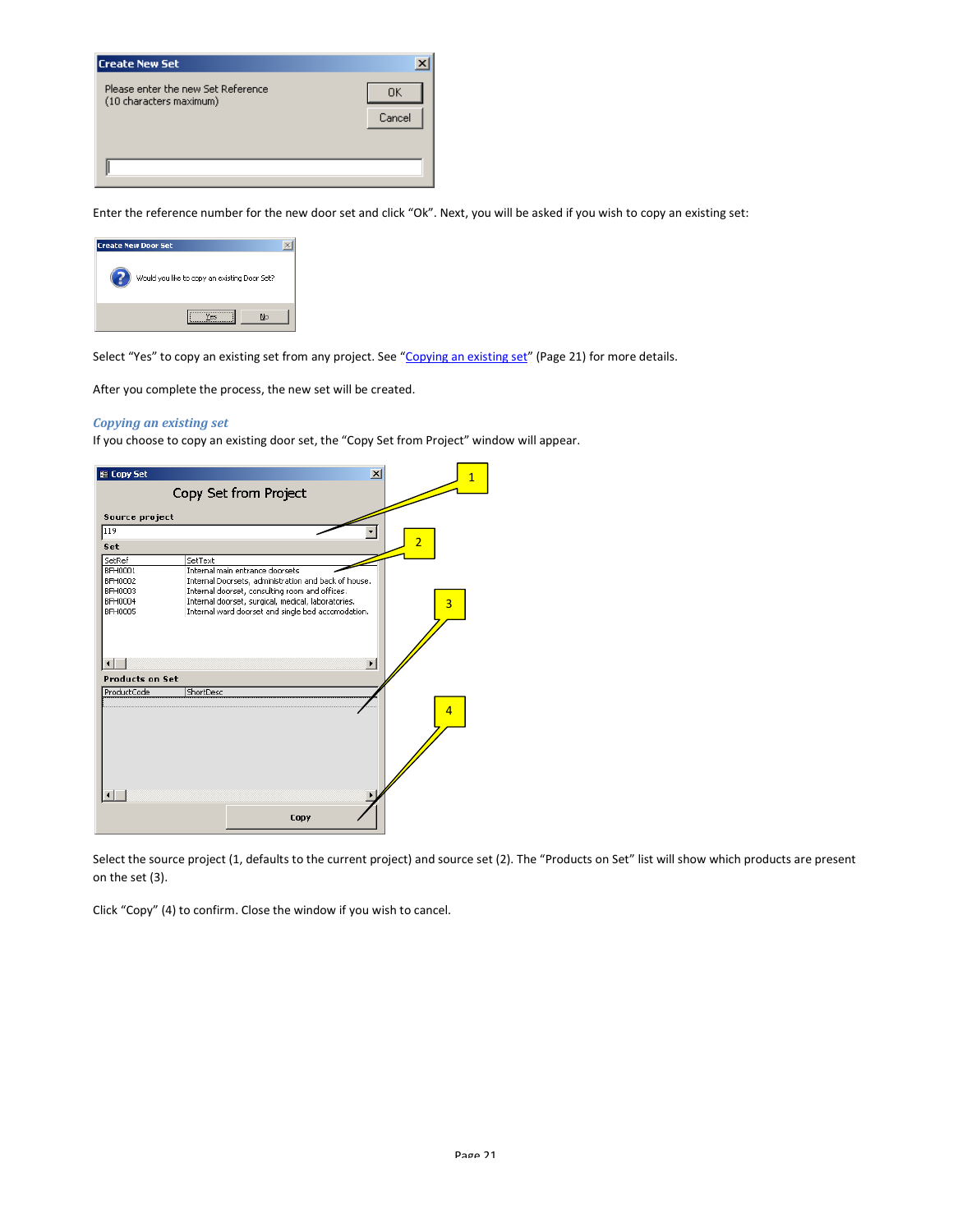Enter the reference number for the new door set and click “Ok”. Next, you will be asked if you wish to copy an existing set:

Select “Yes” to copy an existing set from any project. See “[Copying an existing set]” (Page 21) for more details.

After you complete the process, the new set will be created.

### *Copying an existing set*

If you choose to copy an existing door set, the “Copy Set from Project” window will appear.

Select the source project (1, defaults to the current project) and source set (2). The “Products on Set” list will show which products are present on the set (3).

Click “Copy” (4) to confirm. Close the window if you wish to cancel.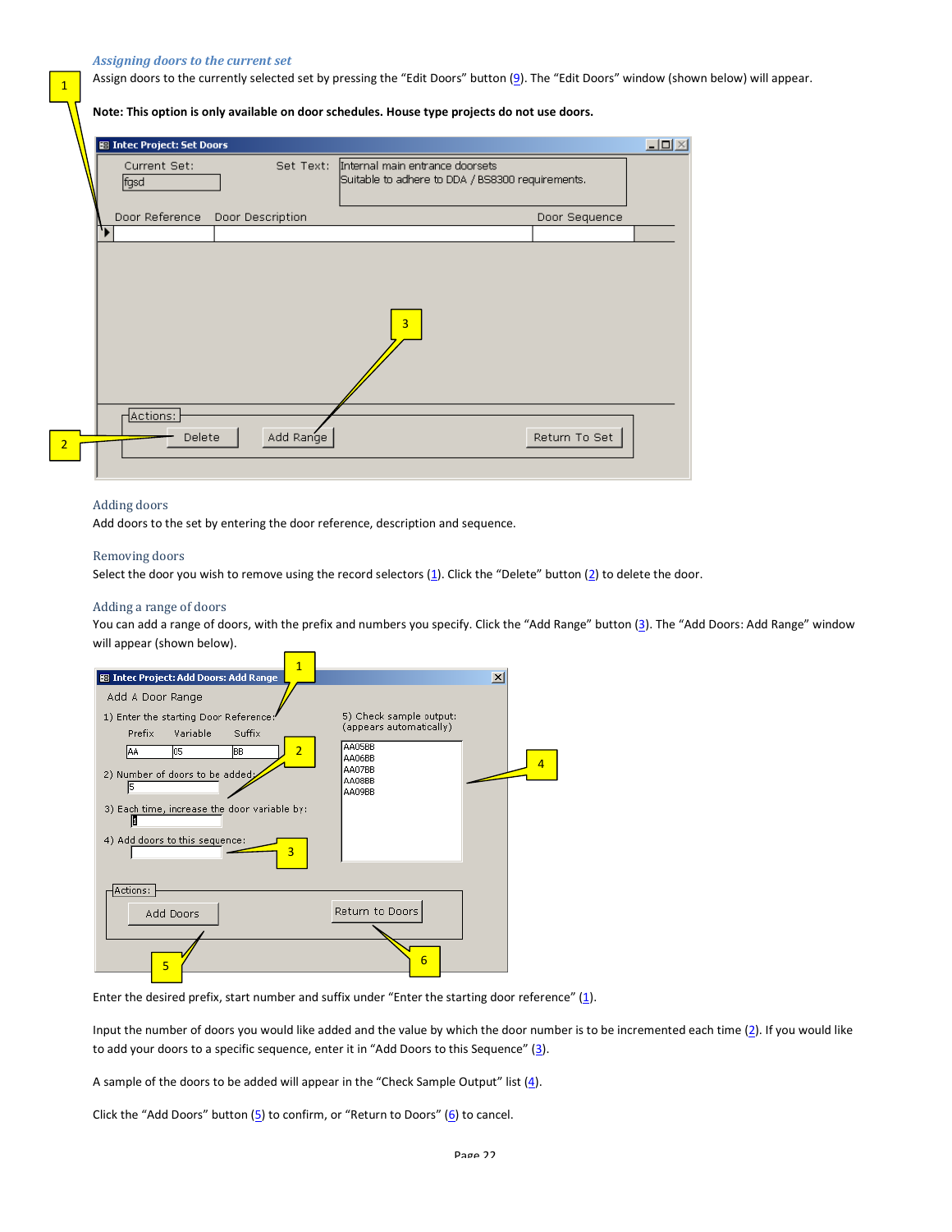### *Assigning doors to the current set*

Assign doors to the currently selected set by pressing the “Edit Doors” button (9). The “Edit Doors” window (shown below) will appear.

**Note: This option is only available on door schedules. House type projects do not use doors.**

### Adding doors

Add doors to the set by entering the door reference, description and sequence.

### Removing doors

Select the door you wish to remove using the record selectors (1). Click the “Delete” button (2) to delete the door.

### Adding a range of doors

You can add a range of doors, with the prefix and numbers you specify. Click the “Add Range” button (3). The “Add Doors: Add Range” window will appear (shown below).

Enter the desired prefix, start number and suffix under “Enter the starting door reference” (1).

Input the number of doors you would like added and the value by which the door number is to be incremented each time (2). If you would like to add your doors to a specific sequence, enter it in “Add Doors to this Sequence” (3).

A sample of the doors to be added will appear in the “Check Sample Output” list (4).

Click the “Add Doors” button (5) to confirm, or “Return to Doors” (6) to cancel.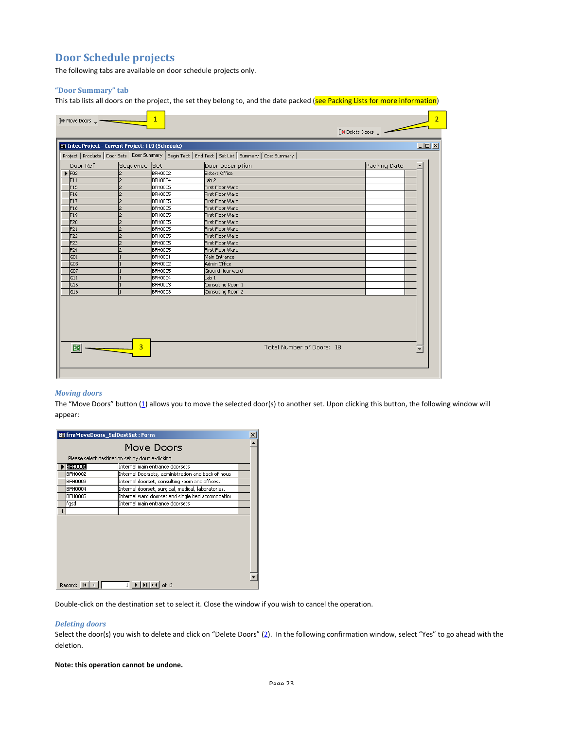## Door Schedule projects

The following tabs are available on door schedule projects only.

### "Door Summary" tab

This tab lists all doors on the project, the set they belong to, and the date packed (see Packing Lists for more information)

| Door Ref | Sequence | Set | Door Description | Packing Date |
|---|---|---|---|---|
| F02 | 2 | BFH0002 | Sisters Office | |
| F11 | 2 | BFH0004 | Lab 2 | |
| F15 | 2 | BFH0005 | First Floor Ward | |
| F16 | 2 | BFH0005 | First Floor Ward | |
| F17 | 2 | BFH0005 | First Floor Ward | |
| F18 | 2 | BFH0005 | First Floor Ward | |
| F19 | 2 | BFH0005 | First Floor Ward | |
| F20 | 2 | BFH0005 | First Floor Ward | |
| F21 | 2 | BFH0005 | First Floor Ward | |
| F22 | 2 | BFH0005 | First Floor Ward | |
| F23 | 2 | BFH0005 | First Floor Ward | |
| F24 | 2 | BFH0005 | First Floor Ward | |
| G01 | 1 | BFH0001 | Main Entrance | |
| G03 | 1 | BFH0002 | Admin Office | |
| G07 | 1 | BFH0005 | Ground floor ward | |
| G11 | 1 | BFH0004 | Lab 1 | |
| G15 | 1 | BFH0003 | Consulting Room 1 | |
| G16 | 1 | BFH0003 | Consulting Room 2 | |

Total Number of Doors: 18

#### *Moving doors*

The "Move Doors" button (1) allows you to move the selected door(s) to another set. Upon clicking this button, the following window will appear:

**Move Doors**

Please select destination set by double-clicking

| Set | Description |
|---|---|
| BFH0001 | Internal main entrance doorsets |
| BFH0002 | Internal Doorsets, administration and back of hous |
| BFH0003 | Internal doorset, consulting room and offices. |
| BFH0004 | Internal doorset, surgical, medical, laboratories. |
| BFH0005 | Internal ward doorset and single bed accomodatio |
| fgsd | Internal main entrance doorsets |

Double-click on the destination set to select it. Close the window if you wish to cancel the operation.

#### *Deleting doors*

Select the door(s) you wish to delete and click on "Delete Doors" (2). In the following confirmation window, select "Yes" to go ahead with the deletion.

**Note: this operation cannot be undone.**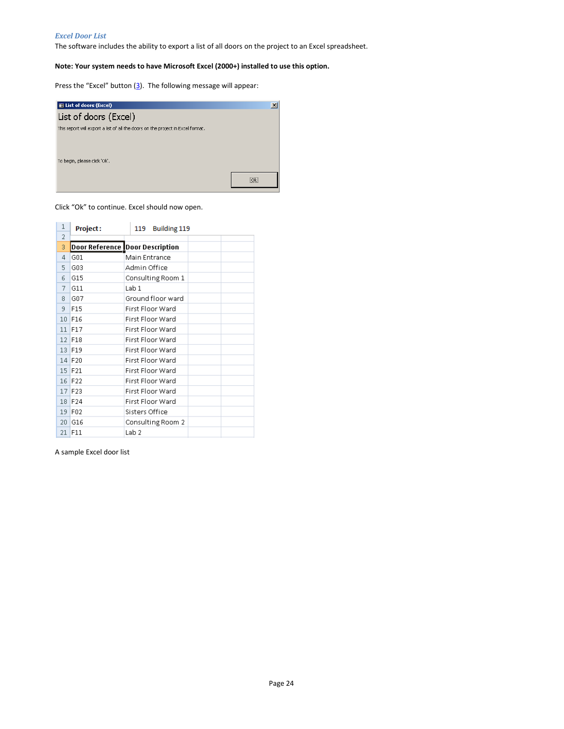### *Excel Door List*

The software includes the ability to export a list of all doors on the project to an Excel spreadsheet.

**Note: Your system needs to have Microsoft Excel (2000+) installed to use this option.**

Press the "Excel" button (3). The following message will appear:

List of doors (Excel)

This report will export a list of all the doors on the project in Excel format.

To begin, please click 'Ok'.

Ok

Click "Ok" to continue. Excel should now open.

| | | | | |
|---|---|---|---|---|
| 1 | **Project:** | 119 Building 119 | | |
| 2 | | | | |
| 3 | **Door Reference** | **Door Description** | | |
| 4 | G01 | Main Entrance | | |
| 5 | G03 | Admin Office | | |
| 6 | G15 | Consulting Room 1 | | |
| 7 | G11 | Lab 1 | | |
| 8 | G07 | Ground floor ward | | |
| 9 | F15 | First Floor Ward | | |
| 10 | F16 | First Floor Ward | | |
| 11 | F17 | First Floor Ward | | |
| 12 | F18 | First Floor Ward | | |
| 13 | F19 | First Floor Ward | | |
| 14 | F20 | First Floor Ward | | |
| 15 | F21 | First Floor Ward | | |
| 16 | F22 | First Floor Ward | | |
| 17 | F23 | First Floor Ward | | |
| 18 | F24 | First Floor Ward | | |
| 19 | F02 | Sisters Office | | |
| 20 | G16 | Consulting Room 2 | | |
| 21 | F11 | Lab 2 | | |

A sample Excel door list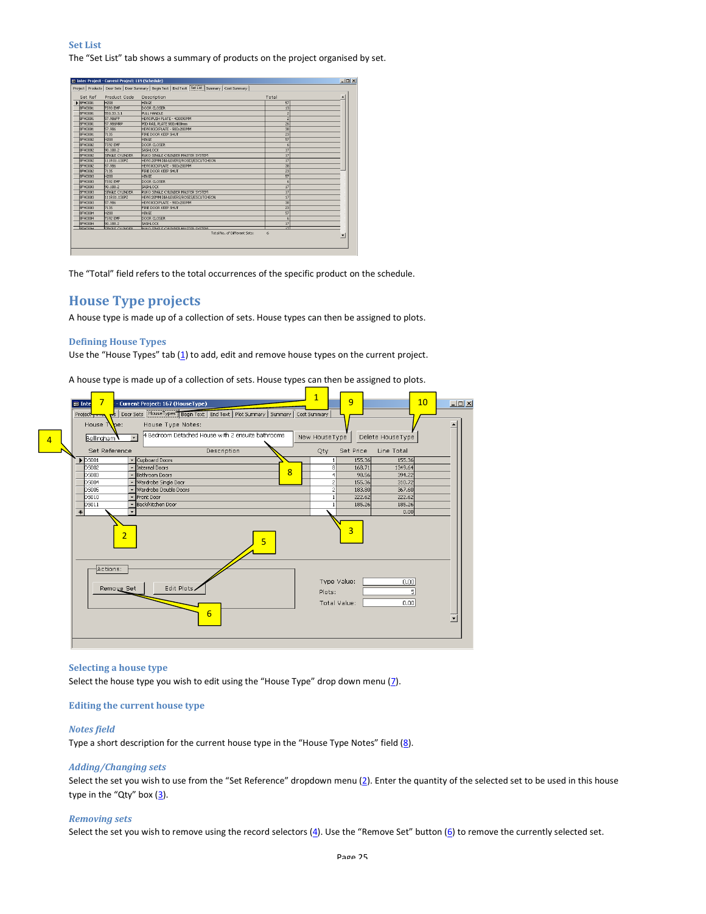### Set List

The "Set List" tab shows a summary of products on the project organised by set.

The "Total" field refers to the total occurrences of the specific product on the schedule.

## House Type projects

A house type is made up of a collection of sets. House types can then be assigned to plots.

### Defining House Types

Use the "House Types" tab (1) to add, edit and remove house types on the current project.

A house type is made up of a collection of sets. House types can then be assigned to plots.

### Selecting a house type

Select the house type you wish to edit using the "House Type" drop down menu (7).

### Editing the current house type

#### *Notes field*

Type a short description for the current house type in the "House Type Notes" field (8).

#### *Adding/Changing sets*

Select the set you wish to use from the "Set Reference" dropdown menu (2). Enter the quantity of the selected set to be used in this house type in the "Qty" box (3).

#### *Removing sets*

Select the set you wish to remove using the record selectors (4). Use the "Remove Set" button (6) to remove the currently selected set.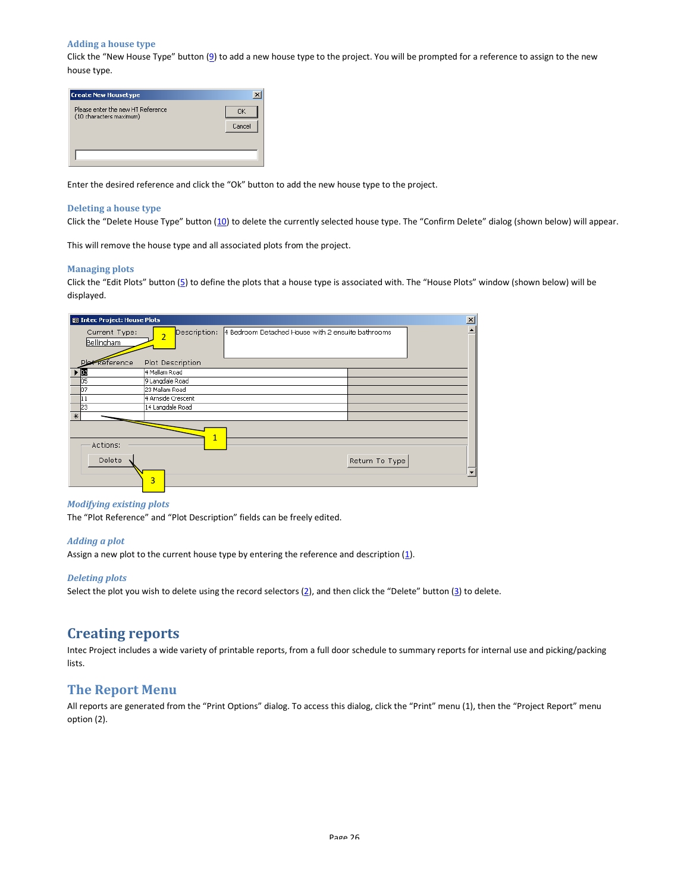### Adding a house type

Click the "New House Type" button (9) to add a new house type to the project. You will be prompted for a reference to assign to the new house type.

Enter the desired reference and click the "Ok" button to add the new house type to the project.

### Deleting a house type

Click the "Delete House Type" button (10) to delete the currently selected house type. The "Confirm Delete" dialog (shown below) will appear.

This will remove the house type and all associated plots from the project.

### Managing plots

Click the "Edit Plots" button (5) to define the plots that a house type is associated with. The "House Plots" window (shown below) will be displayed.

#### *Modifying existing plots*

The "Plot Reference" and "Plot Description" fields can be freely edited.

#### *Adding a plot*

Assign a new plot to the current house type by entering the reference and description (1).

#### *Deleting plots*

Select the plot you wish to delete using the record selectors (2), and then click the "Delete" button (3) to delete.

# Creating reports

Intec Project includes a wide variety of printable reports, from a full door schedule to summary reports for internal use and picking/packing lists.

## The Report Menu

All reports are generated from the "Print Options" dialog. To access this dialog, click the "Print" menu (1), then the "Project Report" menu option (2).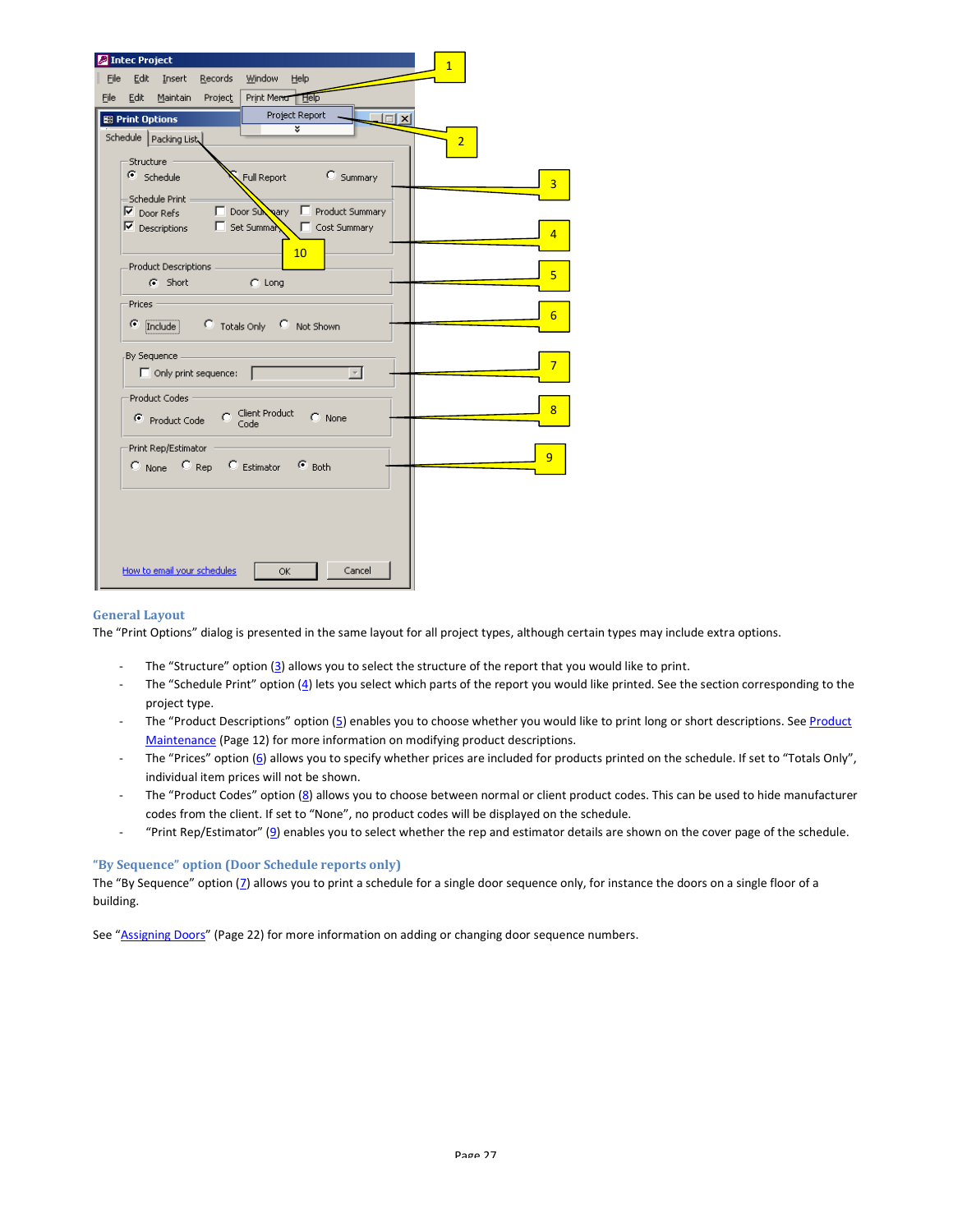### General Layout

The "Print Options" dialog is presented in the same layout for all project types, although certain types may include extra options.

- The "Structure" option (3) allows you to select the structure of the report that you would like to print.
- The "Schedule Print" option (4) lets you select which parts of the report you would like printed. See the section corresponding to the project type.
- The "Product Descriptions" option (5) enables you to choose whether you would like to print long or short descriptions. See Product Maintenance (Page 12) for more information on modifying product descriptions.
- The "Prices" option (6) allows you to specify whether prices are included for products printed on the schedule. If set to "Totals Only", individual item prices will not be shown.
- The "Product Codes" option (8) allows you to choose between normal or client product codes. This can be used to hide manufacturer codes from the client. If set to "None", no product codes will be displayed on the schedule.
- "Print Rep/Estimator" (9) enables you to select whether the rep and estimator details are shown on the cover page of the schedule.

### "By Sequence" option (Door Schedule reports only)

The "By Sequence" option (7) allows you to print a schedule for a single door sequence only, for instance the doors on a single floor of a building.

See "Assigning Doors" (Page 22) for more information on adding or changing door sequence numbers.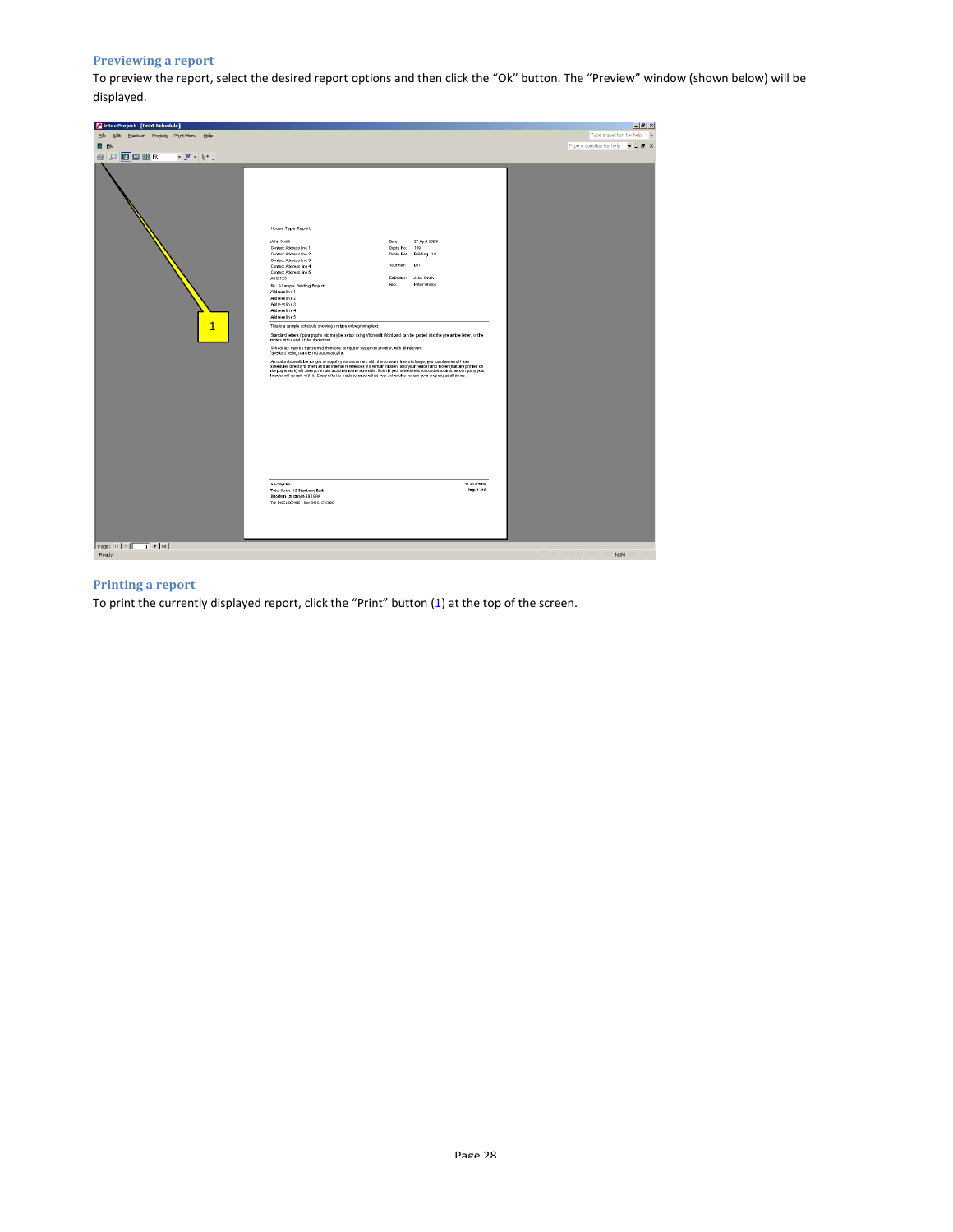### Previewing a report

To preview the report, select the desired report options and then click the "Ok" button. The "Preview" window (shown below) will be displayed.

### Printing a report

To print the currently displayed report, click the "Print" button (1) at the top of the screen.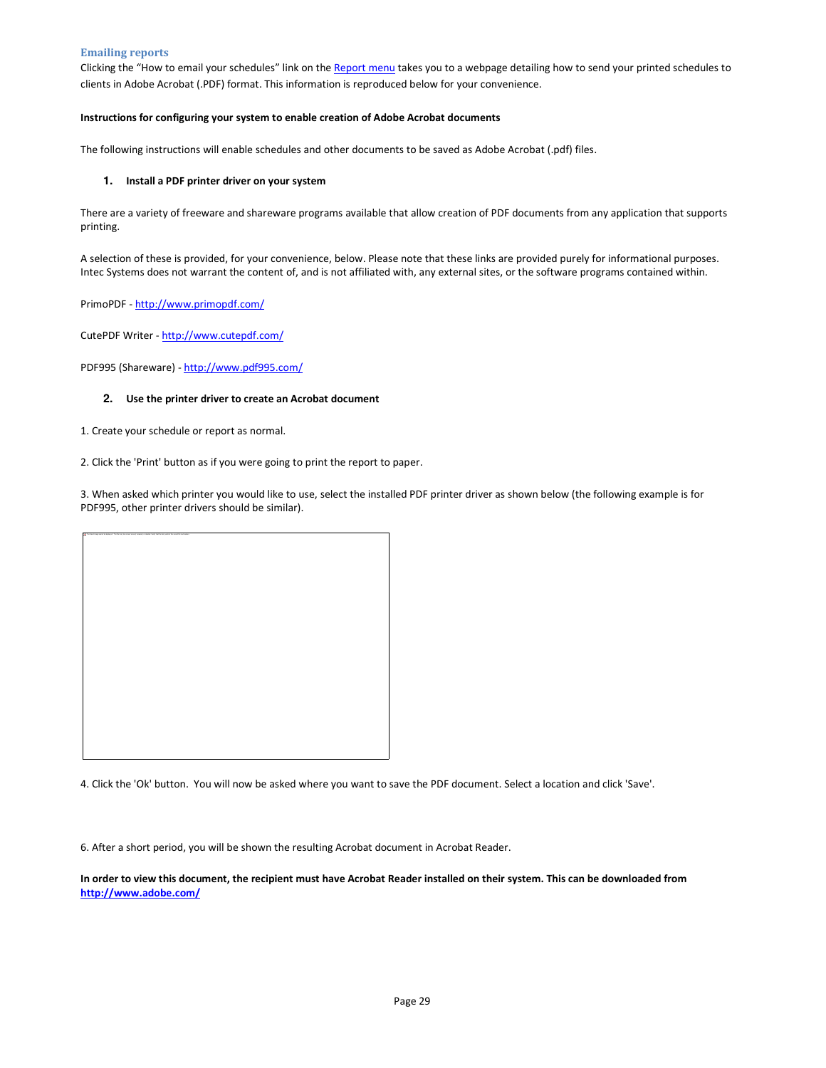### Emailing reports

Clicking the “How to email your schedules” link on the Report menu takes you to a webpage detailing how to send your printed schedules to clients in Adobe Acrobat (.PDF) format. This information is reproduced below for your convenience.

**Instructions for configuring your system to enable creation of Adobe Acrobat documents**

The following instructions will enable schedules and other documents to be saved as Adobe Acrobat (.pdf) files.

1. **Install a PDF printer driver on your system**

There are a variety of freeware and shareware programs available that allow creation of PDF documents from any application that supports printing.

A selection of these is provided, for your convenience, below. Please note that these links are provided purely for informational purposes. Intec Systems does not warrant the content of, and is not affiliated with, any external sites, or the software programs contained within.

PrimoPDF - http://www.primopdf.com/

CutePDF Writer - http://www.cutepdf.com/

PDF995 (Shareware) - http://www.pdf995.com/

2. **Use the printer driver to create an Acrobat document**

1. Create your schedule or report as normal.

2. Click the 'Print' button as if you were going to print the report to paper.

3. When asked which printer you would like to use, select the installed PDF printer driver as shown below (the following example is for PDF995, other printer drivers should be similar).

4. Click the 'Ok' button. You will now be asked where you want to save the PDF document. Select a location and click 'Save'.

6. After a short period, you will be shown the resulting Acrobat document in Acrobat Reader.

**In order to view this document, the recipient must have Acrobat Reader installed on their system. This can be downloaded from http://www.adobe.com/**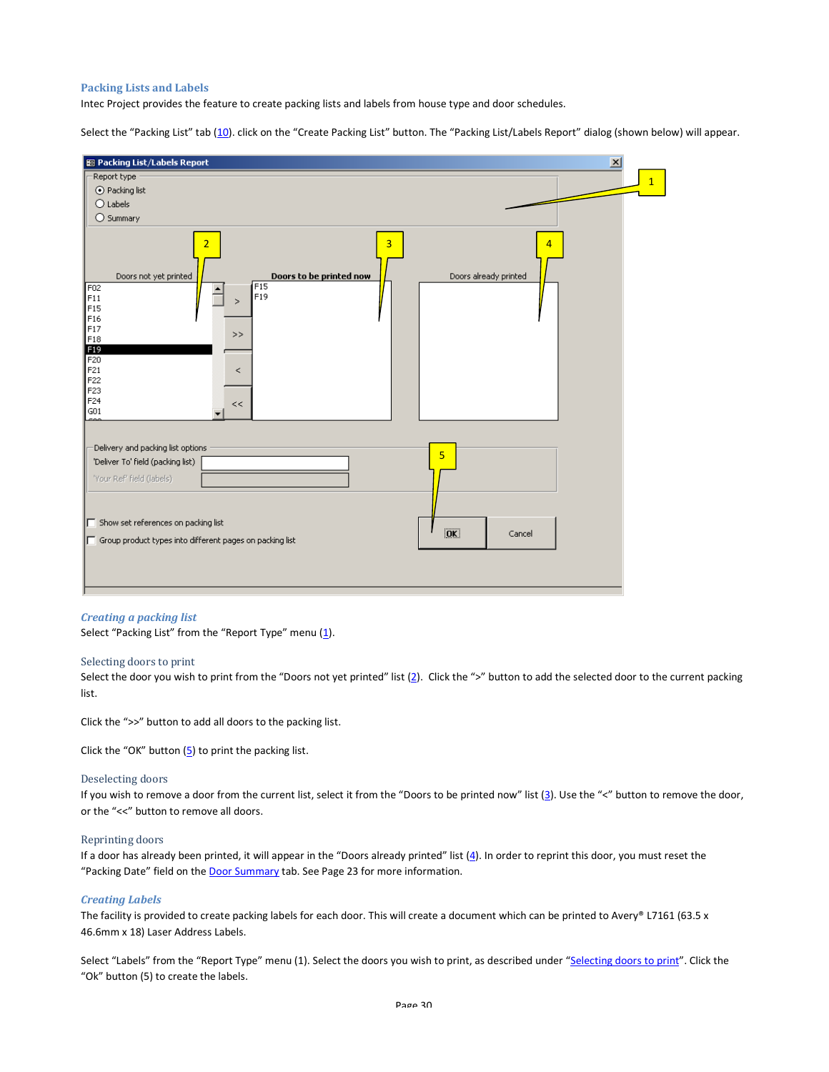## Packing Lists and Labels

Intec Project provides the feature to create packing lists and labels from house type and door schedules.

Select the "Packing List" tab (10). click on the "Create Packing List" button. The "Packing List/Labels Report" dialog (shown below) will appear.

### Creating a packing list

Select "Packing List" from the "Report Type" menu (1).

#### Selecting doors to print

Select the door you wish to print from the "Doors not yet printed" list (2). Click the ">" button to add the selected door to the current packing list.

Click the ">>" button to add all doors to the packing list.

Click the "OK" button (5) to print the packing list.

#### Deselecting doors

If you wish to remove a door from the current list, select it from the "Doors to be printed now" list (3). Use the "<" button to remove the door, or the "<<" button to remove all doors.

#### Reprinting doors

If a door has already been printed, it will appear in the "Doors already printed" list (4). In order to reprint this door, you must reset the "Packing Date" field on the Door Summary tab. See Page 23 for more information.

### Creating Labels

The facility is provided to create packing labels for each door. This will create a document which can be printed to Avery® L7161 (63.5 x 46.6mm x 18) Laser Address Labels.

Select "Labels" from the "Report Type" menu (1). Select the doors you wish to print, as described under "Selecting doors to print". Click the "Ok" button (5) to create the labels.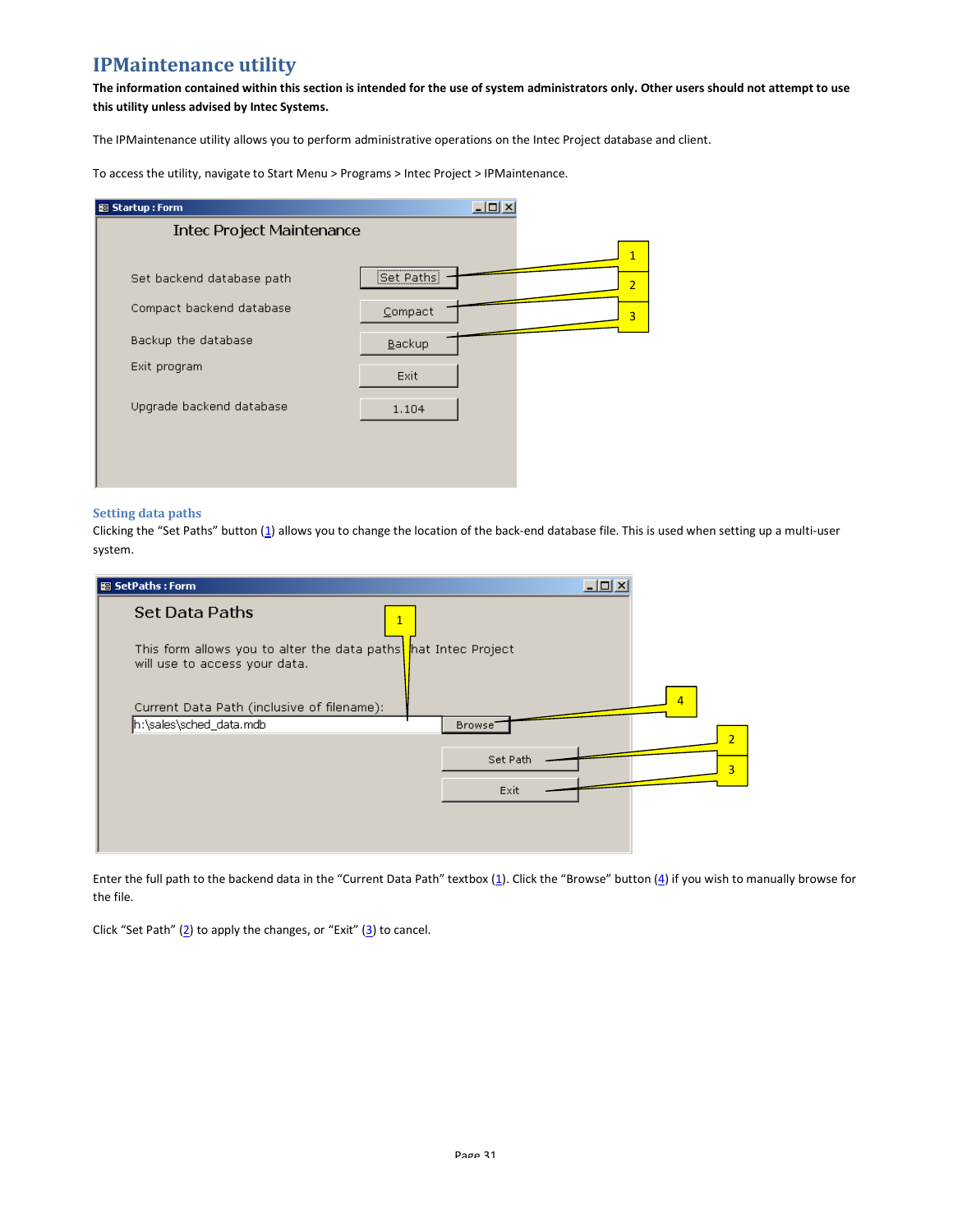# IPMaintenance utility

**The information contained within this section is intended for the use of system administrators only. Other users should not attempt to use this utility unless advised by Intec Systems.**

The IPMaintenance utility allows you to perform administrative operations on the Intec Project database and client.

To access the utility, navigate to Start Menu > Programs > Intec Project > IPMaintenance.

## Setting data paths

Clicking the "Set Paths" button (1) allows you to change the location of the back-end database file. This is used when setting up a multi-user system.

Enter the full path to the backend data in the "Current Data Path" textbox (1). Click the "Browse" button (4) if you wish to manually browse for the file.

Click "Set Path" (2) to apply the changes, or "Exit" (3) to cancel.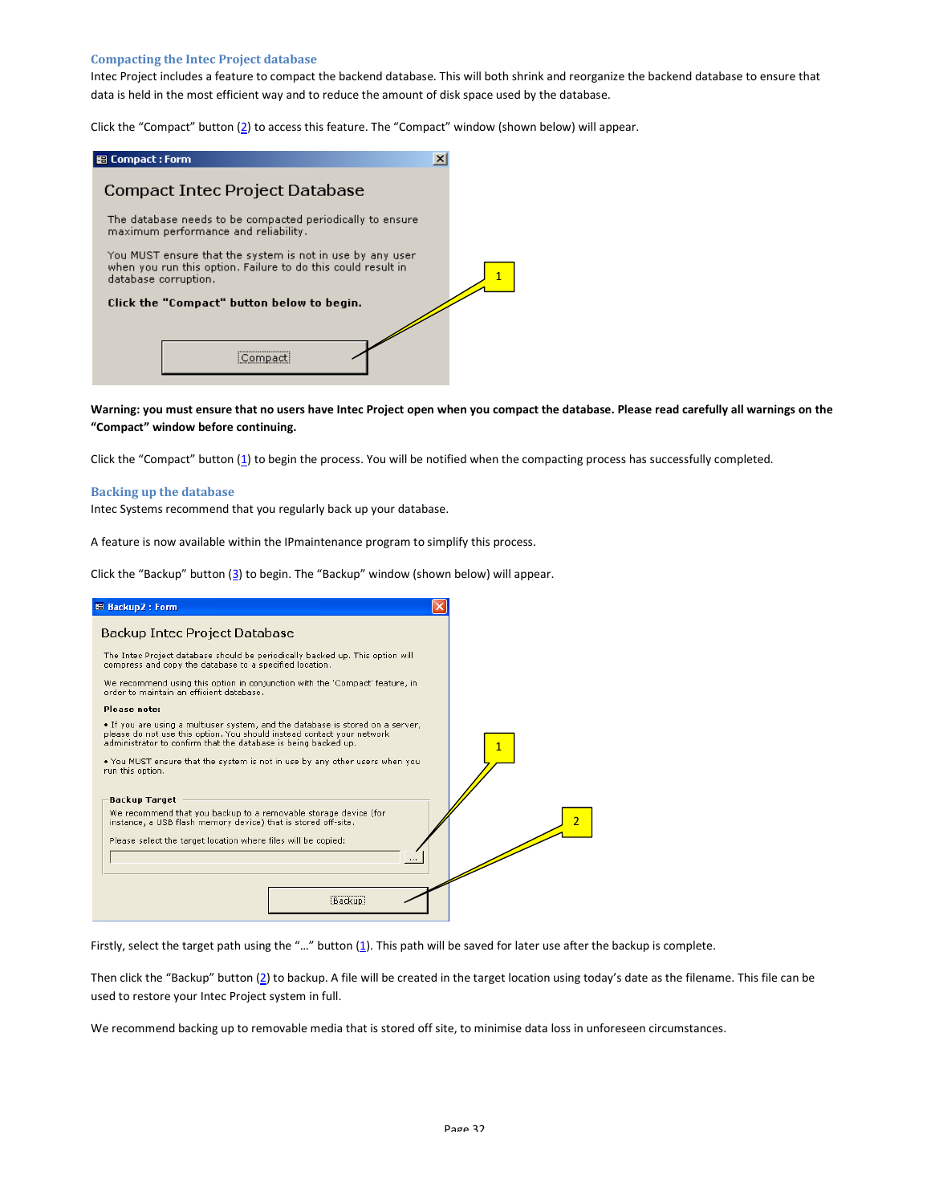### Compacting the Intec Project database

Intec Project includes a feature to compact the backend database. This will both shrink and reorganize the backend database to ensure that data is held in the most efficient way and to reduce the amount of disk space used by the database.

Click the "Compact" button (2) to access this feature. The "Compact" window (shown below) will appear.

**Warning: you must ensure that no users have Intec Project open when you compact the database. Please read carefully all warnings on the "Compact" window before continuing.**

Click the "Compact" button (1) to begin the process. You will be notified when the compacting process has successfully completed.

### Backing up the database

Intec Systems recommend that you regularly back up your database.

A feature is now available within the IPmaintenance program to simplify this process.

Click the "Backup" button (3) to begin. The "Backup" window (shown below) will appear.

Firstly, select the target path using the "…" button (1). This path will be saved for later use after the backup is complete.

Then click the "Backup" button (2) to backup. A file will be created in the target location using today's date as the filename. This file can be used to restore your Intec Project system in full.

We recommend backing up to removable media that is stored off site, to minimise data loss in unforeseen circumstances.